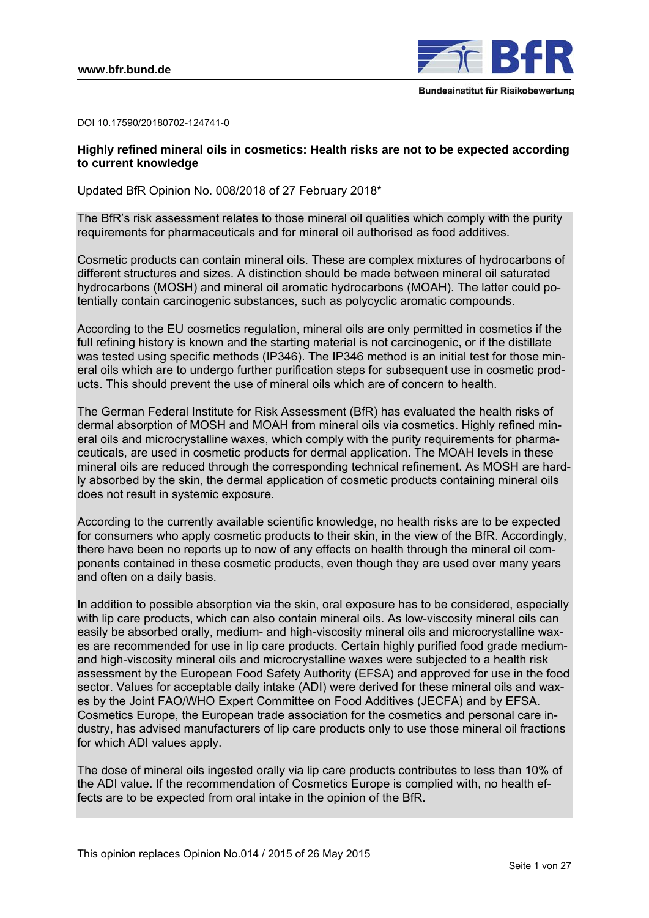www.bfr.bund.de

DOI 10.17590/20180702-124741-0

## Highly refined mineral oils in cosmetics: Health risks are not to be expected according to current knowledge

Updated BfR Opinion No. 008/2018 of 27 February 2018*

The BfR's risk assessment relates to those mineral oil qualities which comply with the purity requirements for pharmaceuticals and for mineral oil authorised as food additives.

Cosmetic products can contain mineral oils. These are complex mixtures of hydrocarbons of different structures and sizes. A distinction should be made between mineral oil saturated hydrocarbons (MOSH) and mineral oil aromatic hydrocarbons (MOAH). The latter could potentially contain carcinogenic substances, such as polycyclic aromatic compounds.

According to the EU cosmetics regulation, mineral oils are only permitted in cosmetics if the full refining history is known and the starting material is not carcinogenic, or if the distillate was tested using specific methods (IP346). The IP346 method is an initial test for those mineral oils which are to undergo further purification steps for subsequent use in cosmetic products. This should prevent the use of mineral oils which are of concern to health.

The German Federal Institute for Risk Assessment (BfR) has evaluated the health risks of dermal absorption of MOSH and MOAH from mineral oils via cosmetics. Highly refined mineral oils and microcrystalline waxes, which comply with the purity requirements for pharmaceuticals, are used in cosmetic products for dermal application. The MOAH levels in these mineral oils are reduced through the corresponding technical refinement. As MOSH are hardly absorbed by the skin, the dermal application of cosmetic products containing mineral oils does not result in systemic exposure.

According to the currently available scientific knowledge, no health risks are to be expected for consumers who apply cosmetic products to their skin, in the view of the BfR. Accordingly, there have been no reports up to now of any effects on health through the mineral oil components contained in these cosmetic products, even though they are used over many years and often on a daily basis.

In addition to possible absorption via the skin, oral exposure has to be considered, especially with lip care products, which can also contain mineral oils. As low-viscosity mineral oils can easily be absorbed orally, medium- and high-viscosity mineral oils and microcrystalline waxes are recommended for use in lip care products. Certain highly purified food grade medium- and high-viscosity mineral oils and microcrystalline waxes were subjected to a health risk assessment by the European Food Safety Authority (EFSA) and approved for use in the food sector. Values for acceptable daily intake (ADI) were derived for these mineral oils and waxes by the Joint FAO/WHO Expert Committee on Food Additives (JECFA) and by EFSA. Cosmetics Europe, the European trade association for the cosmetics and personal care industry, has advised manufacturers of lip care products only to use those mineral oil fractions for which ADI values apply.

The dose of mineral oils ingested orally via lip care products contributes to less than 10% of the ADI value. If the recommendation of Cosmetics Europe is complied with, no health effects are to be expected from oral intake in the opinion of the BfR.

This opinion replaces Opinion No.014 / 2015 of 26 May 2015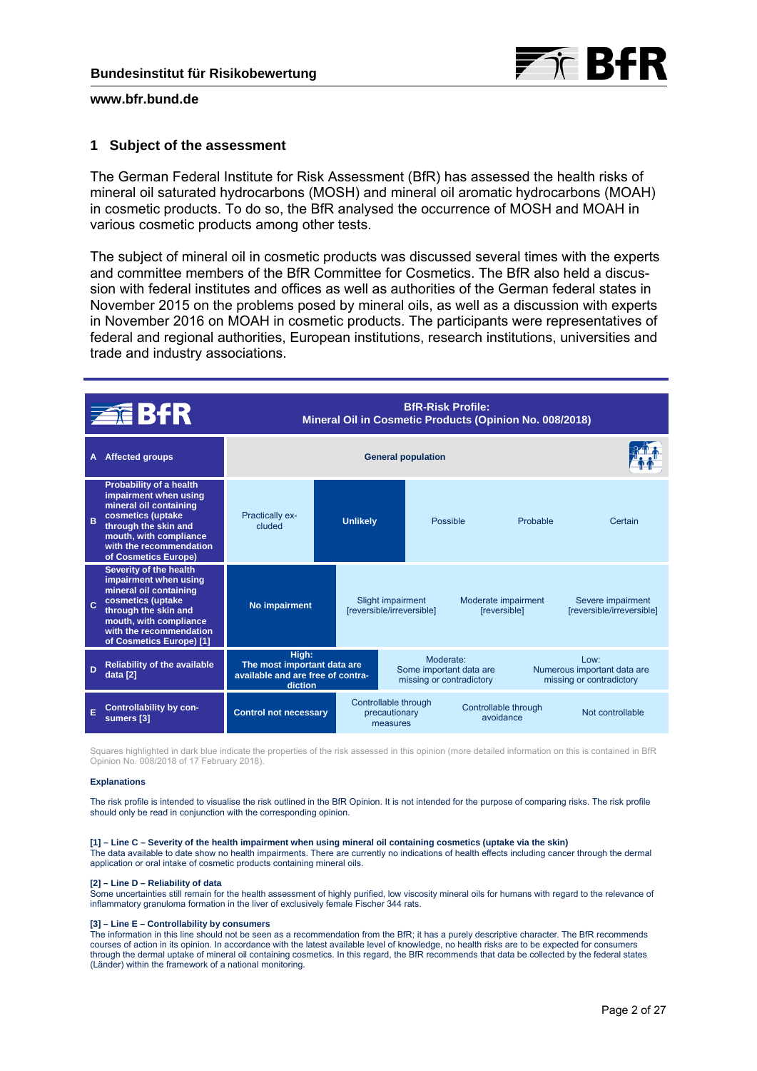## 1 Subject of the assessment

The German Federal Institute for Risk Assessment (BfR) has assessed the health risks of mineral oil saturated hydrocarbons (MOSH) and mineral oil aromatic hydrocarbons (MOAH) in cosmetic products. To do so, the BfR analysed the occurrence of MOSH and MOAH in various cosmetic products among other tests.

The subject of mineral oil in cosmetic products was discussed several times with the experts and committee members of the BfR Committee for Cosmetics. The BfR also held a discussion with federal institutes and offices as well as authorities of the German federal states in November 2015 on the problems posed by mineral oils, as well as a discussion with experts in November 2016 on MOAH in cosmetic products. The participants were representatives of federal and regional authorities, European institutions, research institutions, universities and trade and industry associations.

| | **BfR-Risk Profile: Mineral Oil in Cosmetic Products (Opinion No. 008/2018)** | | | | |
|---|---|---|---|---|---|
| **A Affected groups** | **General population** | | | | |
| **B Probability of a health impairment when using mineral oil containing cosmetics (uptake through the skin and mouth, with compliance with the recommendation of Cosmetics Europe)** | Practically excluded | **Unlikely** | Possible | Probable | Certain |
| **C Severity of the health impairment when using mineral oil containing cosmetics (uptake through the skin and mouth, with compliance with the recommendation of Cosmetics Europe) [1]** | **No impairment** | Slight impairment [reversible/irreversible] | Moderate impairment [reversible] | Severe impairment [reversible/irreversible] | |
| **D Reliability of the available data [2]** | **High: The most important data are available and are free of contradiction** | Moderate: Some important data are missing or contradictory | Low: Numerous important data are missing or contradictory | | |
| **E Controllability by consumers [3]** | **Control not necessary** | Controllable through precautionary measures | Controllable through avoidance | Not controllable | |

Squares highlighted in dark blue indicate the properties of the risk assessed in this opinion (more detailed information on this is contained in BfR Opinion No. 008/2018 of 17 February 2018).

**Explanations**

The risk profile is intended to visualise the risk outlined in the BfR Opinion. It is not intended for the purpose of comparing risks. The risk profile should only be read in conjunction with the corresponding opinion.

**[1] – Line C – Severity of the health impairment when using mineral oil containing cosmetics (uptake via the skin)**
The data available to date show no health impairments. There are currently no indications of health effects including cancer through the dermal application or oral intake of cosmetic products containing mineral oils.

**[2] – Line D – Reliability of data**
Some uncertainties still remain for the health assessment of highly purified, low viscosity mineral oils for humans with regard to the relevance of inflammatory granuloma formation in the liver of exclusively female Fischer 344 rats.

**[3] – Line E – Controllability by consumers**
The information in this line should not be seen as a recommendation from the BfR; it has a purely descriptive character. The BfR recommends courses of action in its opinion. In accordance with the latest available level of knowledge, no health risks are to be expected for consumers through the dermal uptake of mineral oil containing cosmetics. In this regard, the BfR recommends that data be collected by the federal states (Länder) within the framework of a national monitoring.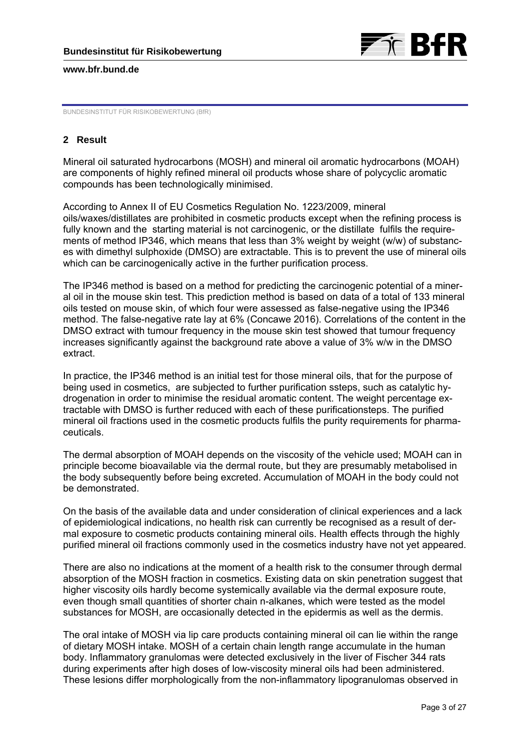## 2 Result

Mineral oil saturated hydrocarbons (MOSH) and mineral oil aromatic hydrocarbons (MOAH) are components of highly refined mineral oil products whose share of polycyclic aromatic compounds has been technologically minimised.

According to Annex II of EU Cosmetics Regulation No. 1223/2009, mineral oils/waxes/distillates are prohibited in cosmetic products except when the refining process is fully known and the starting material is not carcinogenic, or the distillate fulfils the requirements of method IP346, which means that less than 3% weight by weight (w/w) of substances with dimethyl sulphoxide (DMSO) are extractable. This is to prevent the use of mineral oils which can be carcinogenically active in the further purification process.

The IP346 method is based on a method for predicting the carcinogenic potential of a mineral oil in the mouse skin test. This prediction method is based on data of a total of 133 mineral oils tested on mouse skin, of which four were assessed as false-negative using the IP346 method. The false-negative rate lay at 6% (Concawe 2016). Correlations of the content in the DMSO extract with tumour frequency in the mouse skin test showed that tumour frequency increases significantly against the background rate above a value of 3% w/w in the DMSO extract.

In practice, the IP346 method is an initial test for those mineral oils, that for the purpose of being used in cosmetics, are subjected to further purification ssteps, such as catalytic hydrogenation in order to minimise the residual aromatic content. The weight percentage extractable with DMSO is further reduced with each of these purificationsteps. The purified mineral oil fractions used in the cosmetic products fulfils the purity requirements for pharmaceuticals.

The dermal absorption of MOAH depends on the viscosity of the vehicle used; MOAH can in principle become bioavailable via the dermal route, but they are presumably metabolised in the body subsequently before being excreted. Accumulation of MOAH in the body could not be demonstrated.

On the basis of the available data and under consideration of clinical experiences and a lack of epidemiological indications, no health risk can currently be recognised as a result of dermal exposure to cosmetic products containing mineral oils. Health effects through the highly purified mineral oil fractions commonly used in the cosmetics industry have not yet appeared.

There are also no indications at the moment of a health risk to the consumer through dermal absorption of the MOSH fraction in cosmetics. Existing data on skin penetration suggest that higher viscosity oils hardly become systemically available via the dermal exposure route, even though small quantities of shorter chain n-alkanes, which were tested as the model substances for MOSH, are occasionally detected in the epidermis as well as the dermis.

The oral intake of MOSH via lip care products containing mineral oil can lie within the range of dietary MOSH intake. MOSH of a certain chain length range accumulate in the human body. Inflammatory granulomas were detected exclusively in the liver of Fischer 344 rats during experiments after high doses of low-viscosity mineral oils had been administered. These lesions differ morphologically from the non-inflammatory lipogranulomas observed in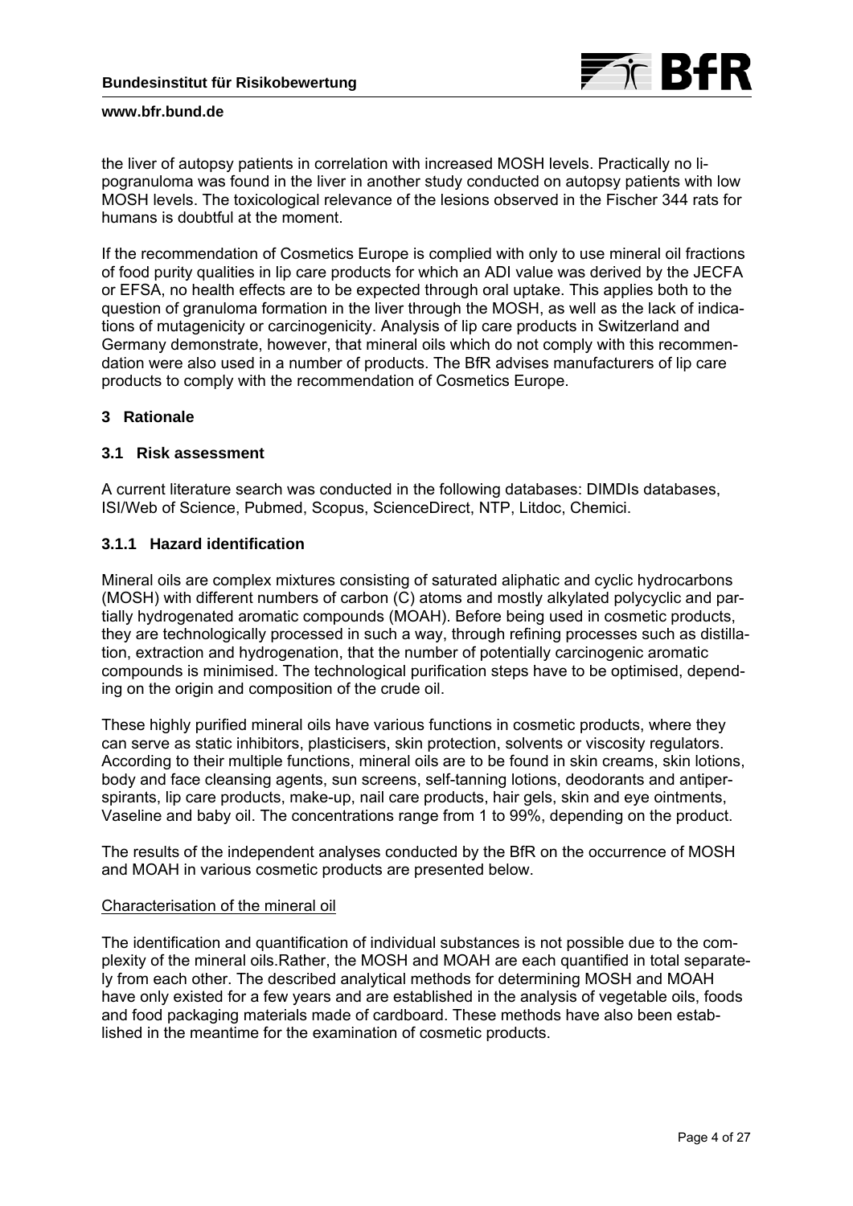the liver of autopsy patients in correlation with increased MOSH levels. Practically no lipogranuloma was found in the liver in another study conducted on autopsy patients with low MOSH levels. The toxicological relevance of the lesions observed in the Fischer 344 rats for humans is doubtful at the moment.

If the recommendation of Cosmetics Europe is complied with only to use mineral oil fractions of food purity qualities in lip care products for which an ADI value was derived by the JECFA or EFSA, no health effects are to be expected through oral uptake. This applies both to the question of granuloma formation in the liver through the MOSH, as well as the lack of indications of mutagenicity or carcinogenicity. Analysis of lip care products in Switzerland and Germany demonstrate, however, that mineral oils which do not comply with this recommendation were also used in a number of products. The BfR advises manufacturers of lip care products to comply with the recommendation of Cosmetics Europe.

## 3 Rationale

### 3.1 Risk assessment

A current literature search was conducted in the following databases: DIMDIs databases, ISI/Web of Science, Pubmed, Scopus, ScienceDirect, NTP, Litdoc, Chemici.

#### 3.1.1 Hazard identification

Mineral oils are complex mixtures consisting of saturated aliphatic and cyclic hydrocarbons (MOSH) with different numbers of carbon (C) atoms and mostly alkylated polycyclic and partially hydrogenated aromatic compounds (MOAH). Before being used in cosmetic products, they are technologically processed in such a way, through refining processes such as distillation, extraction and hydrogenation, that the number of potentially carcinogenic aromatic compounds is minimised. The technological purification steps have to be optimised, depending on the origin and composition of the crude oil.

These highly purified mineral oils have various functions in cosmetic products, where they can serve as static inhibitors, plasticisers, skin protection, solvents or viscosity regulators. According to their multiple functions, mineral oils are to be found in skin creams, skin lotions, body and face cleansing agents, sun screens, self-tanning lotions, deodorants and antiperspirants, lip care products, make-up, nail care products, hair gels, skin and eye ointments, Vaseline and baby oil. The concentrations range from 1 to 99%, depending on the product.

The results of the independent analyses conducted by the BfR on the occurrence of MOSH and MOAH in various cosmetic products are presented below.

Characterisation of the mineral oil

The identification and quantification of individual substances is not possible due to the complexity of the mineral oils.Rather, the MOSH and MOAH are each quantified in total separately from each other. The described analytical methods for determining MOSH and MOAH have only existed for a few years and are established in the analysis of vegetable oils, foods and food packaging materials made of cardboard. These methods have also been established in the meantime for the examination of cosmetic products.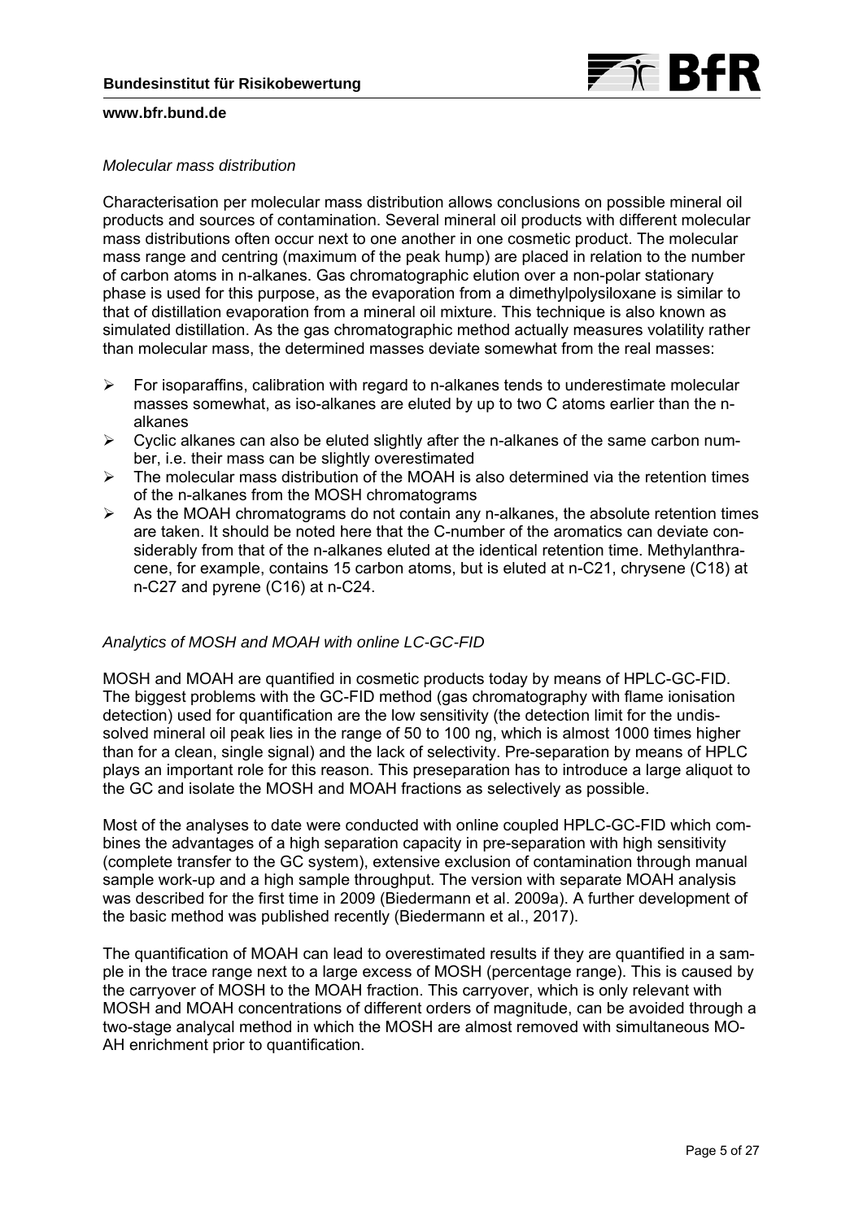*Molecular mass distribution*

Characterisation per molecular mass distribution allows conclusions on possible mineral oil products and sources of contamination. Several mineral oil products with different molecular mass distributions often occur next to one another in one cosmetic product. The molecular mass range and centring (maximum of the peak hump) are placed in relation to the number of carbon atoms in n-alkanes. Gas chromatographic elution over a non-polar stationary phase is used for this purpose, as the evaporation from a dimethylpolysiloxane is similar to that of distillation evaporation from a mineral oil mixture. This technique is also known as simulated distillation. As the gas chromatographic method actually measures volatility rather than molecular mass, the determined masses deviate somewhat from the real masses:

- For isoparaffins, calibration with regard to n-alkanes tends to underestimate molecular masses somewhat, as iso-alkanes are eluted by up to two C atoms earlier than the n-alkanes
- Cyclic alkanes can also be eluted slightly after the n-alkanes of the same carbon number, i.e. their mass can be slightly overestimated
- The molecular mass distribution of the MOAH is also determined via the retention times of the n-alkanes from the MOSH chromatograms
- As the MOAH chromatograms do not contain any n-alkanes, the absolute retention times are taken. It should be noted here that the C-number of the aromatics can deviate considerably from that of the n-alkanes eluted at the identical retention time. Methylanthracene, for example, contains 15 carbon atoms, but is eluted at n-C21, chrysene (C18) at n-C27 and pyrene (C16) at n-C24.

*Analytics of MOSH and MOAH with online LC-GC-FID*

MOSH and MOAH are quantified in cosmetic products today by means of HPLC-GC-FID. The biggest problems with the GC-FID method (gas chromatography with flame ionisation detection) used for quantification are the low sensitivity (the detection limit for the undissolved mineral oil peak lies in the range of 50 to 100 ng, which is almost 1000 times higher than for a clean, single signal) and the lack of selectivity. Pre-separation by means of HPLC plays an important role for this reason. This preseparation has to introduce a large aliquot to the GC and isolate the MOSH and MOAH fractions as selectively as possible.

Most of the analyses to date were conducted with online coupled HPLC-GC-FID which combines the advantages of a high separation capacity in pre-separation with high sensitivity (complete transfer to the GC system), extensive exclusion of contamination through manual sample work-up and a high sample throughput. The version with separate MOAH analysis was described for the first time in 2009 (Biedermann et al. 2009a). A further development of the basic method was published recently (Biedermann et al., 2017).

The quantification of MOAH can lead to overestimated results if they are quantified in a sample in the trace range next to a large excess of MOSH (percentage range). This is caused by the carryover of MOSH to the MOAH fraction. This carryover, which is only relevant with MOSH and MOAH concentrations of different orders of magnitude, can be avoided through a two-stage analycal method in which the MOSH are almost removed with simultaneous MOAH enrichment prior to quantification.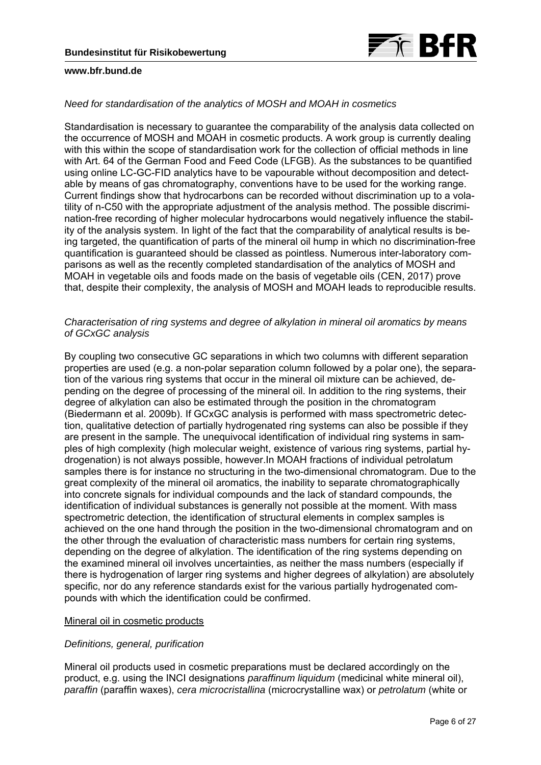*Need for standardisation of the analytics of MOSH and MOAH in cosmetics*

Standardisation is necessary to guarantee the comparability of the analysis data collected on the occurrence of MOSH and MOAH in cosmetic products. A work group is currently dealing with this within the scope of standardisation work for the collection of official methods in line with Art. 64 of the German Food and Feed Code (LFGB). As the substances to be quantified using online LC-GC-FID analytics have to be vapourable without decomposition and detectable by means of gas chromatography, conventions have to be used for the working range. Current findings show that hydrocarbons can be recorded without discrimination up to a volatility of n-C50 with the appropriate adjustment of the analysis method. The possible discrimination-free recording of higher molecular hydrocarbons would negatively influence the stability of the analysis system. In light of the fact that the comparability of analytical results is being targeted, the quantification of parts of the mineral oil hump in which no discrimination-free quantification is guaranteed should be classed as pointless. Numerous inter-laboratory comparisons as well as the recently completed standardisation of the analytics of MOSH and MOAH in vegetable oils and foods made on the basis of vegetable oils (CEN, 2017) prove that, despite their complexity, the analysis of MOSH and MOAH leads to reproducible results.

*Characterisation of ring systems and degree of alkylation in mineral oil aromatics by means of GCxGC analysis*

By coupling two consecutive GC separations in which two columns with different separation properties are used (e.g. a non-polar separation column followed by a polar one), the separation of the various ring systems that occur in the mineral oil mixture can be achieved, depending on the degree of processing of the mineral oil. In addition to the ring systems, their degree of alkylation can also be estimated through the position in the chromatogram (Biedermann et al. 2009b). If GCxGC analysis is performed with mass spectrometric detection, qualitative detection of partially hydrogenated ring systems can also be possible if they are present in the sample. The unequivocal identification of individual ring systems in samples of high complexity (high molecular weight, existence of various ring systems, partial hydrogenation) is not always possible, however.In MOAH fractions of individual petrolatum samples there is for instance no structuring in the two-dimensional chromatogram. Due to the great complexity of the mineral oil aromatics, the inability to separate chromatographically into concrete signals for individual compounds and the lack of standard compounds, the identification of individual substances is generally not possible at the moment. With mass spectrometric detection, the identification of structural elements in complex samples is achieved on the one hand through the position in the two-dimensional chromatogram and on the other through the evaluation of characteristic mass numbers for certain ring systems, depending on the degree of alkylation. The identification of the ring systems depending on the examined mineral oil involves uncertainties, as neither the mass numbers (especially if there is hydrogenation of larger ring systems and higher degrees of alkylation) are absolutely specific, nor do any reference standards exist for the various partially hydrogenated compounds with which the identification could be confirmed.

## Mineral oil in cosmetic products

*Definitions, general, purification*

Mineral oil products used in cosmetic preparations must be declared accordingly on the product, e.g. using the INCI designations *paraffinum liquidum* (medicinal white mineral oil), *paraffin* (paraffin waxes), *cera microcristallina* (microcrystalline wax) or *petrolatum* (white or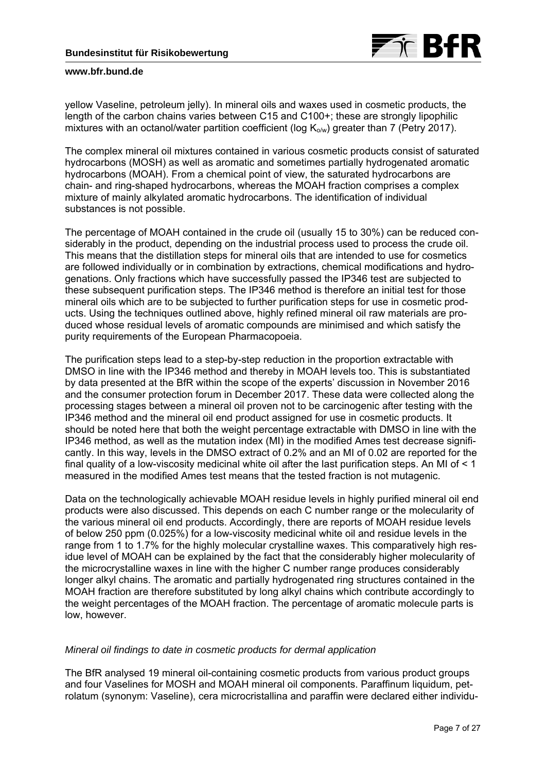yellow Vaseline, petroleum jelly). In mineral oils and waxes used in cosmetic products, the length of the carbon chains varies between C15 and C100+; these are strongly lipophilic mixtures with an octanol/water partition coefficient (log $K_{o/w}$) greater than 7 (Petry 2017).

The complex mineral oil mixtures contained in various cosmetic products consist of saturated hydrocarbons (MOSH) as well as aromatic and sometimes partially hydrogenated aromatic hydrocarbons (MOAH). From a chemical point of view, the saturated hydrocarbons are chain- and ring-shaped hydrocarbons, whereas the MOAH fraction comprises a complex mixture of mainly alkylated aromatic hydrocarbons. The identification of individual substances is not possible.

The percentage of MOAH contained in the crude oil (usually 15 to 30%) can be reduced considerably in the product, depending on the industrial process used to process the crude oil. This means that the distillation steps for mineral oils that are intended to use for cosmetics are followed individually or in combination by extractions, chemical modifications and hydrogenations. Only fractions which have successfully passed the IP346 test are subjected to these subsequent purification steps. The IP346 method is therefore an initial test for those mineral oils which are to be subjected to further purification steps for use in cosmetic products. Using the techniques outlined above, highly refined mineral oil raw materials are produced whose residual levels of aromatic compounds are minimised and which satisfy the purity requirements of the European Pharmacopoeia.

The purification steps lead to a step-by-step reduction in the proportion extractable with DMSO in line with the IP346 method and thereby in MOAH levels too. This is substantiated by data presented at the BfR within the scope of the experts' discussion in November 2016 and the consumer protection forum in December 2017. These data were collected along the processing stages between a mineral oil proven not to be carcinogenic after testing with the IP346 method and the mineral oil end product assigned for use in cosmetic products. It should be noted here that both the weight percentage extractable with DMSO in line with the IP346 method, as well as the mutation index (MI) in the modified Ames test decrease significantly. In this way, levels in the DMSO extract of 0.2% and an MI of 0.02 are reported for the final quality of a low-viscosity medicinal white oil after the last purification steps. An MI of < 1 measured in the modified Ames test means that the tested fraction is not mutagenic.

Data on the technologically achievable MOAH residue levels in highly purified mineral oil end products were also discussed. This depends on each C number range or the molecularity of the various mineral oil end products. Accordingly, there are reports of MOAH residue levels of below 250 ppm (0.025%) for a low-viscosity medicinal white oil and residue levels in the range from 1 to 1.7% for the highly molecular crystalline waxes. This comparatively high residue level of MOAH can be explained by the fact that the considerably higher molecularity of the microcrystalline waxes in line with the higher C number range produces considerably longer alkyl chains. The aromatic and partially hydrogenated ring structures contained in the MOAH fraction are therefore substituted by long alkyl chains which contribute accordingly to the weight percentages of the MOAH fraction. The percentage of aromatic molecule parts is low, however.

*Mineral oil findings to date in cosmetic products for dermal application*

The BfR analysed 19 mineral oil-containing cosmetic products from various product groups and four Vaselines for MOSH and MOAH mineral oil components. Paraffinum liquidum, petrolatum (synonym: Vaseline), cera microcristallina and paraffin were declared either individu-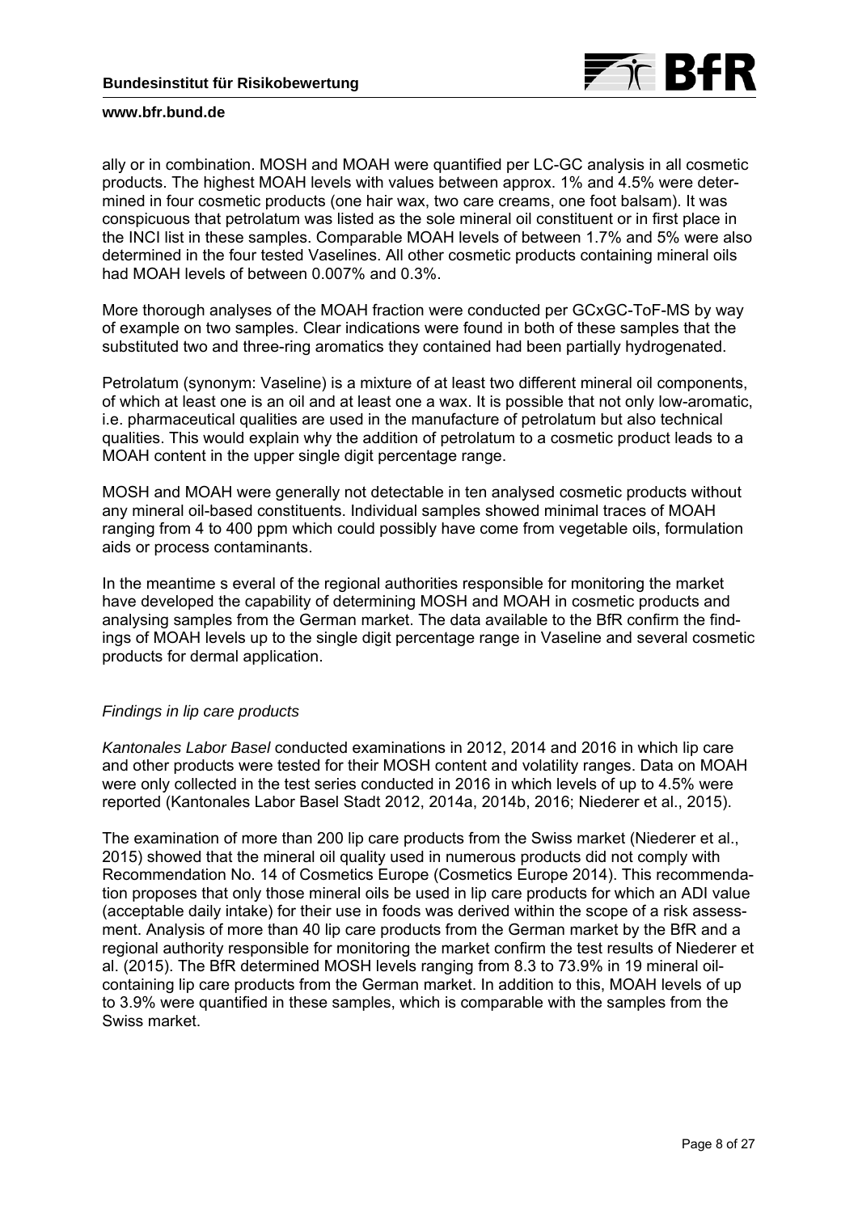ally or in combination. MOSH and MOAH were quantified per LC-GC analysis in all cosmetic products. The highest MOAH levels with values between approx. 1% and 4.5% were determined in four cosmetic products (one hair wax, two care creams, one foot balsam). It was conspicuous that petrolatum was listed as the sole mineral oil constituent or in first place in the INCI list in these samples. Comparable MOAH levels of between 1.7% and 5% were also determined in the four tested Vaselines. All other cosmetic products containing mineral oils had MOAH levels of between 0.007% and 0.3%.

More thorough analyses of the MOAH fraction were conducted per GCxGC-ToF-MS by way of example on two samples. Clear indications were found in both of these samples that the substituted two and three-ring aromatics they contained had been partially hydrogenated.

Petrolatum (synonym: Vaseline) is a mixture of at least two different mineral oil components, of which at least one is an oil and at least one a wax. It is possible that not only low-aromatic, i.e. pharmaceutical qualities are used in the manufacture of petrolatum but also technical qualities. This would explain why the addition of petrolatum to a cosmetic product leads to a MOAH content in the upper single digit percentage range.

MOSH and MOAH were generally not detectable in ten analysed cosmetic products without any mineral oil-based constituents. Individual samples showed minimal traces of MOAH ranging from 4 to 400 ppm which could possibly have come from vegetable oils, formulation aids or process contaminants.

In the meantime s everal of the regional authorities responsible for monitoring the market have developed the capability of determining MOSH and MOAH in cosmetic products and analysing samples from the German market. The data available to the BfR confirm the findings of MOAH levels up to the single digit percentage range in Vaseline and several cosmetic products for dermal application.

*Findings in lip care products*

*Kantonales Labor Basel* conducted examinations in 2012, 2014 and 2016 in which lip care and other products were tested for their MOSH content and volatility ranges. Data on MOAH were only collected in the test series conducted in 2016 in which levels of up to 4.5% were reported (Kantonales Labor Basel Stadt 2012, 2014a, 2014b, 2016; Niederer et al., 2015).

The examination of more than 200 lip care products from the Swiss market (Niederer et al., 2015) showed that the mineral oil quality used in numerous products did not comply with Recommendation No. 14 of Cosmetics Europe (Cosmetics Europe 2014). This recommendation proposes that only those mineral oils be used in lip care products for which an ADI value (acceptable daily intake) for their use in foods was derived within the scope of a risk assessment. Analysis of more than 40 lip care products from the German market by the BfR and a regional authority responsible for monitoring the market confirm the test results of Niederer et al. (2015). The BfR determined MOSH levels ranging from 8.3 to 73.9% in 19 mineral oil-containing lip care products from the German market. In addition to this, MOAH levels of up to 3.9% were quantified in these samples, which is comparable with the samples from the Swiss market.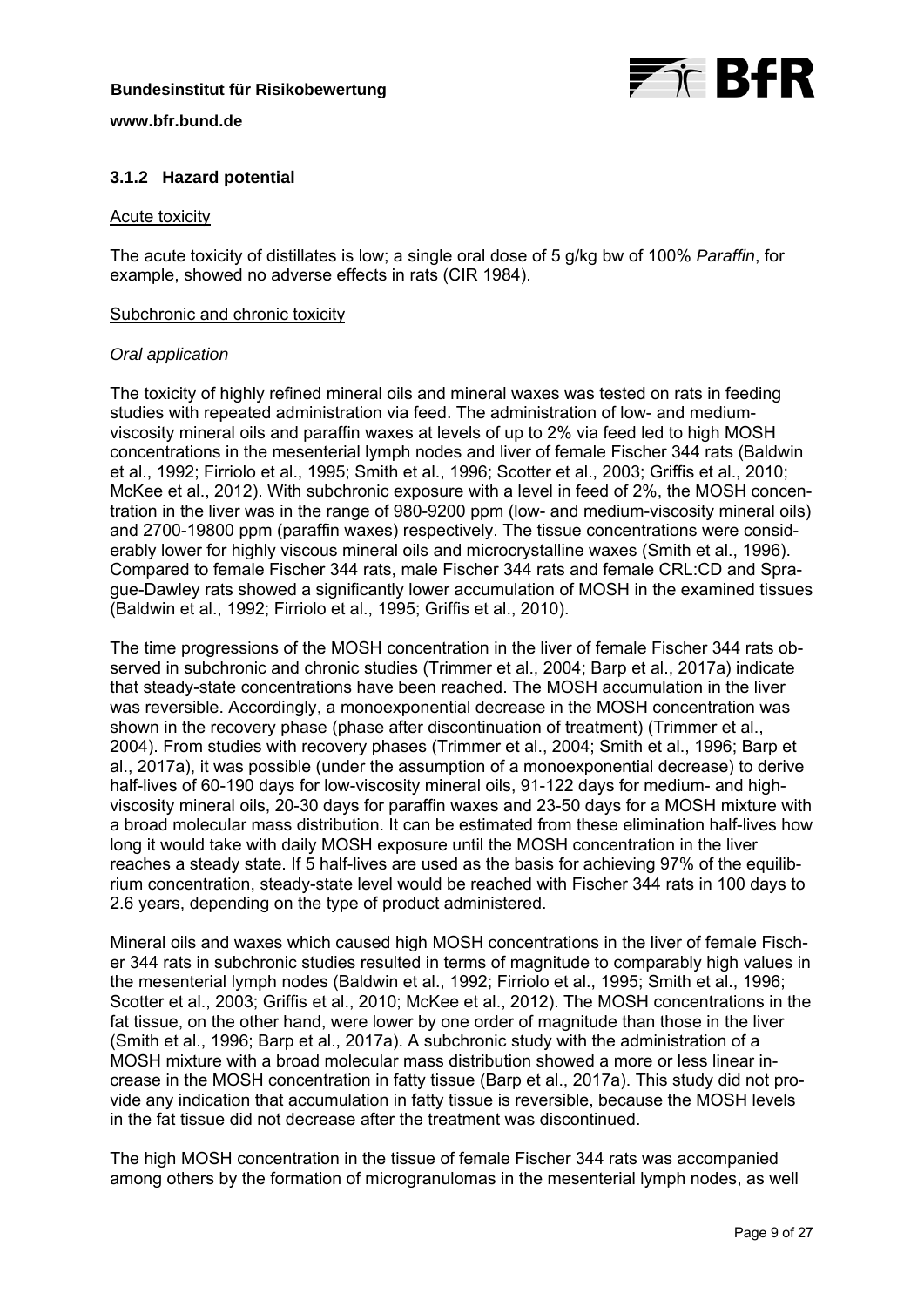### 3.1.2 Hazard potential

Acute toxicity

The acute toxicity of distillates is low; a single oral dose of 5 g/kg bw of 100% *Paraffin*, for example, showed no adverse effects in rats (CIR 1984).

Subchronic and chronic toxicity

*Oral application*

The toxicity of highly refined mineral oils and mineral waxes was tested on rats in feeding studies with repeated administration via feed. The administration of low- and medium-viscosity mineral oils and paraffin waxes at levels of up to 2% via feed led to high MOSH concentrations in the mesenterial lymph nodes and liver of female Fischer 344 rats (Baldwin et al., 1992; Firriolo et al., 1995; Smith et al., 1996; Scotter et al., 2003; Griffis et al., 2010; McKee et al., 2012). With subchronic exposure with a level in feed of 2%, the MOSH concentration in the liver was in the range of 980-9200 ppm (low- and medium-viscosity mineral oils) and 2700-19800 ppm (paraffin waxes) respectively. The tissue concentrations were considerably lower for highly viscous mineral oils and microcrystalline waxes (Smith et al., 1996). Compared to female Fischer 344 rats, male Fischer 344 rats and female CRL:CD and Sprague-Dawley rats showed a significantly lower accumulation of MOSH in the examined tissues (Baldwin et al., 1992; Firriolo et al., 1995; Griffis et al., 2010).

The time progressions of the MOSH concentration in the liver of female Fischer 344 rats observed in subchronic and chronic studies (Trimmer et al., 2004; Barp et al., 2017a) indicate that steady-state concentrations have been reached. The MOSH accumulation in the liver was reversible. Accordingly, a monoexponential decrease in the MOSH concentration was shown in the recovery phase (phase after discontinuation of treatment) (Trimmer et al., 2004). From studies with recovery phases (Trimmer et al., 2004; Smith et al., 1996; Barp et al., 2017a), it was possible (under the assumption of a monoexponential decrease) to derive half-lives of 60-190 days for low-viscosity mineral oils, 91-122 days for medium- and high-viscosity mineral oils, 20-30 days for paraffin waxes and 23-50 days for a MOSH mixture with a broad molecular mass distribution. It can be estimated from these elimination half-lives how long it would take with daily MOSH exposure until the MOSH concentration in the liver reaches a steady state. If 5 half-lives are used as the basis for achieving 97% of the equilibrium concentration, steady-state level would be reached with Fischer 344 rats in 100 days to 2.6 years, depending on the type of product administered.

Mineral oils and waxes which caused high MOSH concentrations in the liver of female Fischer 344 rats in subchronic studies resulted in terms of magnitude to comparably high values in the mesenterial lymph nodes (Baldwin et al., 1992; Firriolo et al., 1995; Smith et al., 1996; Scotter et al., 2003; Griffis et al., 2010; McKee et al., 2012). The MOSH concentrations in the fat tissue, on the other hand, were lower by one order of magnitude than those in the liver (Smith et al., 1996; Barp et al., 2017a). A subchronic study with the administration of a MOSH mixture with a broad molecular mass distribution showed a more or less linear increase in the MOSH concentration in fatty tissue (Barp et al., 2017a). This study did not provide any indication that accumulation in fatty tissue is reversible, because the MOSH levels in the fat tissue did not decrease after the treatment was discontinued.

The high MOSH concentration in the tissue of female Fischer 344 rats was accompanied among others by the formation of microgranulomas in the mesenterial lymph nodes, as well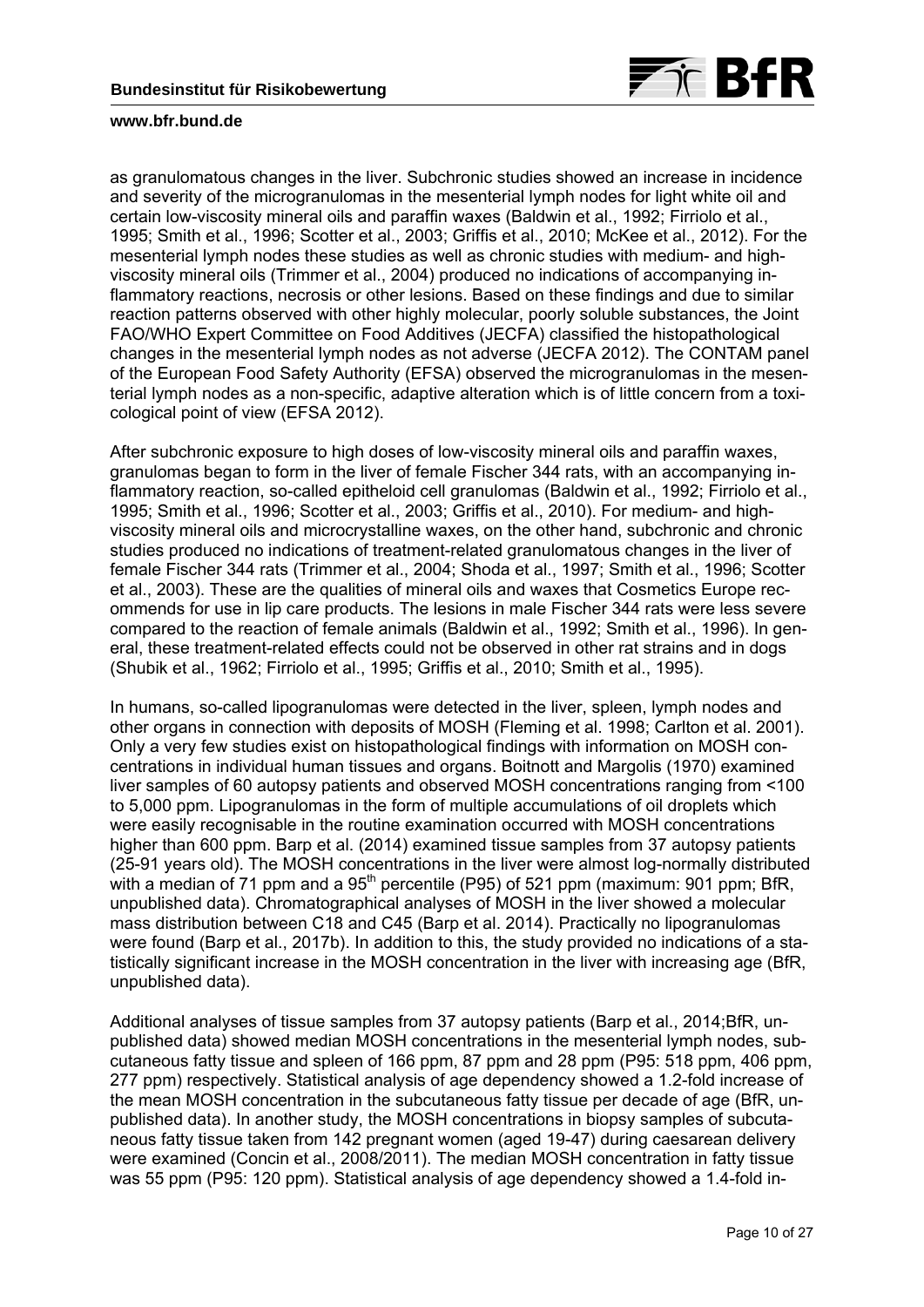as granulomatous changes in the liver. Subchronic studies showed an increase in incidence and severity of the microgranulomas in the mesenterial lymph nodes for light white oil and certain low-viscosity mineral oils and paraffin waxes (Baldwin et al., 1992; Firriolo et al., 1995; Smith et al., 1996; Scotter et al., 2003; Griffis et al., 2010; McKee et al., 2012). For the mesenterial lymph nodes these studies as well as chronic studies with medium- and high-viscosity mineral oils (Trimmer et al., 2004) produced no indications of accompanying inflammatory reactions, necrosis or other lesions. Based on these findings and due to similar reaction patterns observed with other highly molecular, poorly soluble substances, the Joint FAO/WHO Expert Committee on Food Additives (JECFA) classified the histopathological changes in the mesenterial lymph nodes as not adverse (JECFA 2012). The CONTAM panel of the European Food Safety Authority (EFSA) observed the microgranulomas in the mesenterial lymph nodes as a non-specific, adaptive alteration which is of little concern from a toxicological point of view (EFSA 2012).

After subchronic exposure to high doses of low-viscosity mineral oils and paraffin waxes, granulomas began to form in the liver of female Fischer 344 rats, with an accompanying inflammatory reaction, so-called epitheloid cell granulomas (Baldwin et al., 1992; Firriolo et al., 1995; Smith et al., 1996; Scotter et al., 2003; Griffis et al., 2010). For medium- and high-viscosity mineral oils and microcrystalline waxes, on the other hand, subchronic and chronic studies produced no indications of treatment-related granulomatous changes in the liver of female Fischer 344 rats (Trimmer et al., 2004; Shoda et al., 1997; Smith et al., 1996; Scotter et al., 2003). These are the qualities of mineral oils and waxes that Cosmetics Europe recommends for use in lip care products. The lesions in male Fischer 344 rats were less severe compared to the reaction of female animals (Baldwin et al., 1992; Smith et al., 1996). In general, these treatment-related effects could not be observed in other rat strains and in dogs (Shubik et al., 1962; Firriolo et al., 1995; Griffis et al., 2010; Smith et al., 1995).

In humans, so-called lipogranulomas were detected in the liver, spleen, lymph nodes and other organs in connection with deposits of MOSH (Fleming et al. 1998; Carlton et al. 2001). Only a very few studies exist on histopathological findings with information on MOSH concentrations in individual human tissues and organs. Boitnott and Margolis (1970) examined liver samples of 60 autopsy patients and observed MOSH concentrations ranging from <100 to 5,000 ppm. Lipogranulomas in the form of multiple accumulations of oil droplets which were easily recognisable in the routine examination occurred with MOSH concentrations higher than 600 ppm. Barp et al. (2014) examined tissue samples from 37 autopsy patients (25-91 years old). The MOSH concentrations in the liver were almost log-normally distributed with a median of 71 ppm and a 95th percentile (P95) of 521 ppm (maximum: 901 ppm; BfR, unpublished data). Chromatographical analyses of MOSH in the liver showed a molecular mass distribution between C18 and C45 (Barp et al. 2014). Practically no lipogranulomas were found (Barp et al., 2017b). In addition to this, the study provided no indications of a statistically significant increase in the MOSH concentration in the liver with increasing age (BfR, unpublished data).

Additional analyses of tissue samples from 37 autopsy patients (Barp et al., 2014;BfR, unpublished data) showed median MOSH concentrations in the mesenterial lymph nodes, subcutaneous fatty tissue and spleen of 166 ppm, 87 ppm and 28 ppm (P95: 518 ppm, 406 ppm, 277 ppm) respectively. Statistical analysis of age dependency showed a 1.2-fold increase of the mean MOSH concentration in the subcutaneous fatty tissue per decade of age (BfR, unpublished data). In another study, the MOSH concentrations in biopsy samples of subcutaneous fatty tissue taken from 142 pregnant women (aged 19-47) during caesarean delivery were examined (Concin et al., 2008/2011). The median MOSH concentration in fatty tissue was 55 ppm (P95: 120 ppm). Statistical analysis of age dependency showed a 1.4-fold in-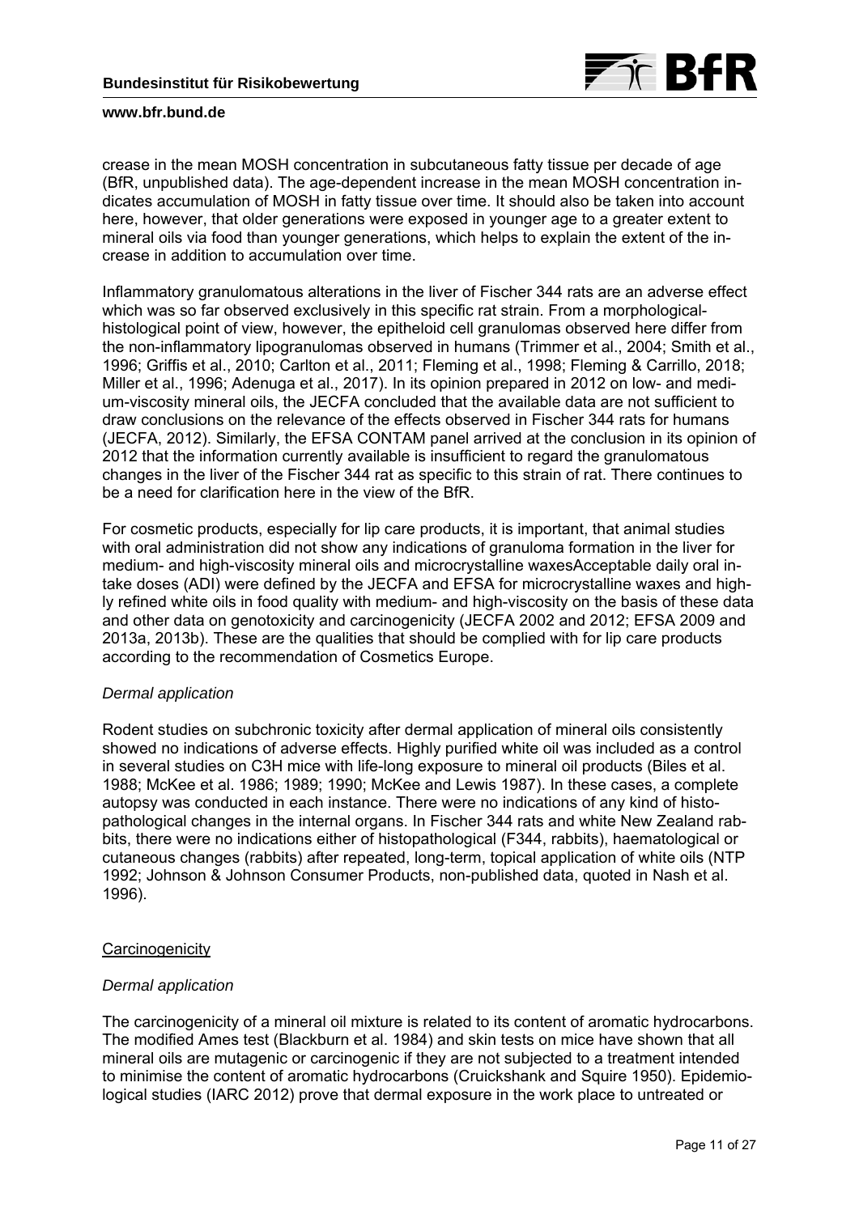crease in the mean MOSH concentration in subcutaneous fatty tissue per decade of age (BfR, unpublished data). The age-dependent increase in the mean MOSH concentration indicates accumulation of MOSH in fatty tissue over time. It should also be taken into account here, however, that older generations were exposed in younger age to a greater extent to mineral oils via food than younger generations, which helps to explain the extent of the increase in addition to accumulation over time.

Inflammatory granulomatous alterations in the liver of Fischer 344 rats are an adverse effect which was so far observed exclusively in this specific rat strain. From a morphological-histological point of view, however, the epitheloid cell granulomas observed here differ from the non-inflammatory lipogranulomas observed in humans (Trimmer et al., 2004; Smith et al., 1996; Griffis et al., 2010; Carlton et al., 2011; Fleming et al., 1998; Fleming & Carrillo, 2018; Miller et al., 1996; Adenuga et al., 2017). In its opinion prepared in 2012 on low- and medium-viscosity mineral oils, the JECFA concluded that the available data are not sufficient to draw conclusions on the relevance of the effects observed in Fischer 344 rats for humans (JECFA, 2012). Similarly, the EFSA CONTAM panel arrived at the conclusion in its opinion of 2012 that the information currently available is insufficient to regard the granulomatous changes in the liver of the Fischer 344 rat as specific to this strain of rat. There continues to be a need for clarification here in the view of the BfR.

For cosmetic products, especially for lip care products, it is important, that animal studies with oral administration did not show any indications of granuloma formation in the liver for medium- and high-viscosity mineral oils and microcrystalline waxesAcceptable daily oral intake doses (ADI) were defined by the JECFA and EFSA for microcrystalline waxes and highly refined white oils in food quality with medium- and high-viscosity on the basis of these data and other data on genotoxicity and carcinogenicity (JECFA 2002 and 2012; EFSA 2009 and 2013a, 2013b). These are the qualities that should be complied with for lip care products according to the recommendation of Cosmetics Europe.

*Dermal application*

Rodent studies on subchronic toxicity after dermal application of mineral oils consistently showed no indications of adverse effects. Highly purified white oil was included as a control in several studies on C3H mice with life-long exposure to mineral oil products (Biles et al. 1988; McKee et al. 1986; 1989; 1990; McKee and Lewis 1987). In these cases, a complete autopsy was conducted in each instance. There were no indications of any kind of histopathological changes in the internal organs. In Fischer 344 rats and white New Zealand rabbits, there were no indications either of histopathological (F344, rabbits), haematological or cutaneous changes (rabbits) after repeated, long-term, topical application of white oils (NTP 1992; Johnson & Johnson Consumer Products, non-published data, quoted in Nash et al. 1996).

Carcinogenicity

*Dermal application*

The carcinogenicity of a mineral oil mixture is related to its content of aromatic hydrocarbons. The modified Ames test (Blackburn et al. 1984) and skin tests on mice have shown that all mineral oils are mutagenic or carcinogenic if they are not subjected to a treatment intended to minimise the content of aromatic hydrocarbons (Cruickshank and Squire 1950). Epidemiological studies (IARC 2012) prove that dermal exposure in the work place to untreated or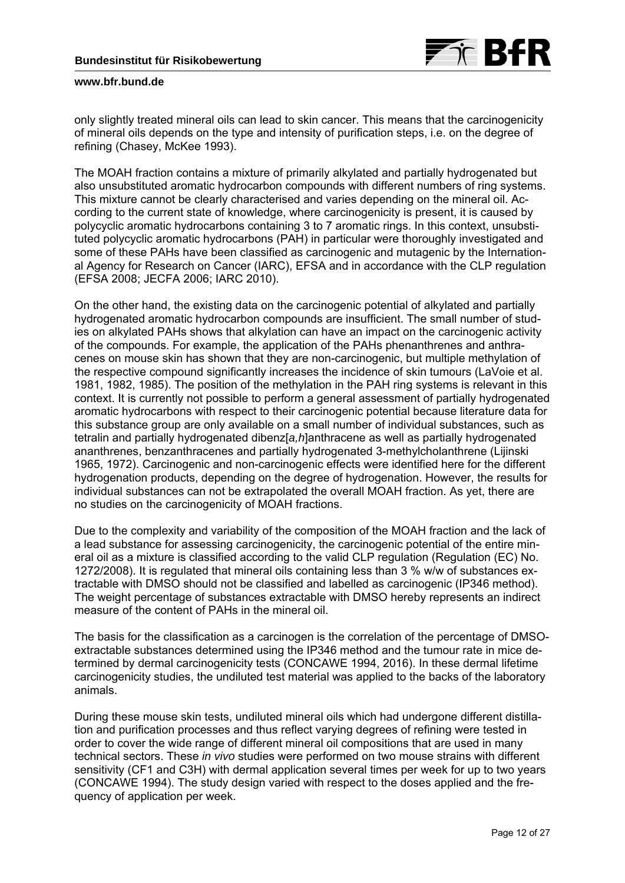only slightly treated mineral oils can lead to skin cancer. This means that the carcinogenicity of mineral oils depends on the type and intensity of purification steps, i.e. on the degree of refining (Chasey, McKee 1993).

The MOAH fraction contains a mixture of primarily alkylated and partially hydrogenated but also unsubstituted aromatic hydrocarbon compounds with different numbers of ring systems. This mixture cannot be clearly characterised and varies depending on the mineral oil. According to the current state of knowledge, where carcinogenicity is present, it is caused by polycyclic aromatic hydrocarbons containing 3 to 7 aromatic rings. In this context, unsubstituted polycyclic aromatic hydrocarbons (PAH) in particular were thoroughly investigated and some of these PAHs have been classified as carcinogenic and mutagenic by the International Agency for Research on Cancer (IARC), EFSA and in accordance with the CLP regulation (EFSA 2008; JECFA 2006; IARC 2010).

On the other hand, the existing data on the carcinogenic potential of alkylated and partially hydrogenated aromatic hydrocarbon compounds are insufficient. The small number of studies on alkylated PAHs shows that alkylation can have an impact on the carcinogenic activity of the compounds. For example, the application of the PAHs phenanthrenes and anthracenes on mouse skin has shown that they are non-carcinogenic, but multiple methylation of the respective compound significantly increases the incidence of skin tumours (LaVoie et al. 1981, 1982, 1985). The position of the methylation in the PAH ring systems is relevant in this context. It is currently not possible to perform a general assessment of partially hydrogenated aromatic hydrocarbons with respect to their carcinogenic potential because literature data for this substance group are only available on a small number of individual substances, such as tetralin and partially hydrogenated dibenz[*a,h*]anthracene as well as partially hydrogenated ananthrenes, benzanthracenes and partially hydrogenated 3-methylcholanthrene (Lijinski 1965, 1972). Carcinogenic and non-carcinogenic effects were identified here for the different hydrogenation products, depending on the degree of hydrogenation. However, the results for individual substances can not be extrapolated the overall MOAH fraction. As yet, there are no studies on the carcinogenicity of MOAH fractions.

Due to the complexity and variability of the composition of the MOAH fraction and the lack of a lead substance for assessing carcinogenicity, the carcinogenic potential of the entire mineral oil as a mixture is classified according to the valid CLP regulation (Regulation (EC) No. 1272/2008). It is regulated that mineral oils containing less than 3 % w/w of substances extractable with DMSO should not be classified and labelled as carcinogenic (IP346 method). The weight percentage of substances extractable with DMSO hereby represents an indirect measure of the content of PAHs in the mineral oil.

The basis for the classification as a carcinogen is the correlation of the percentage of DMSO-extractable substances determined using the IP346 method and the tumour rate in mice determined by dermal carcinogenicity tests (CONCAWE 1994, 2016). In these dermal lifetime carcinogenicity studies, the undiluted test material was applied to the backs of the laboratory animals.

During these mouse skin tests, undiluted mineral oils which had undergone different distillation and purification processes and thus reflect varying degrees of refining were tested in order to cover the wide range of different mineral oil compositions that are used in many technical sectors. These *in vivo* studies were performed on two mouse strains with different sensitivity (CF1 and C3H) with dermal application several times per week for up to two years (CONCAWE 1994). The study design varied with respect to the doses applied and the frequency of application per week.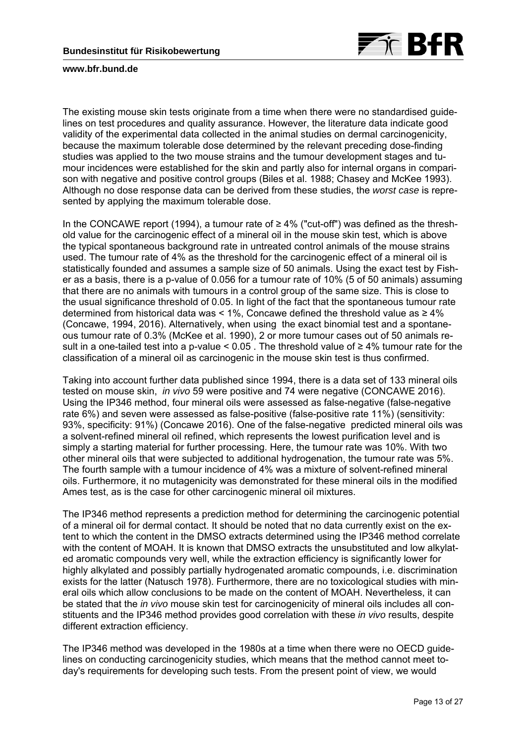The existing mouse skin tests originate from a time when there were no standardised guidelines on test procedures and quality assurance. However, the literature data indicate good validity of the experimental data collected in the animal studies on dermal carcinogenicity, because the maximum tolerable dose determined by the relevant preceding dose-finding studies was applied to the two mouse strains and the tumour development stages and tumour incidences were established for the skin and partly also for internal organs in comparison with negative and positive control groups (Biles et al. 1988; Chasey and McKee 1993). Although no dose response data can be derived from these studies, the *worst case* is represented by applying the maximum tolerable dose.

In the CONCAWE report (1994), a tumour rate of ≥ 4% ("cut-off") was defined as the threshold value for the carcinogenic effect of a mineral oil in the mouse skin test, which is above the typical spontaneous background rate in untreated control animals of the mouse strains used. The tumour rate of 4% as the threshold for the carcinogenic effect of a mineral oil is statistically founded and assumes a sample size of 50 animals. Using the exact test by Fisher as a basis, there is a p-value of 0.056 for a tumour rate of 10% (5 of 50 animals) assuming that there are no animals with tumours in a control group of the same size. This is close to the usual significance threshold of 0.05. In light of the fact that the spontaneous tumour rate determined from historical data was < 1%, Concawe defined the threshold value as ≥ 4% (Concawe, 1994, 2016). Alternatively, when using the exact binomial test and a spontaneous tumour rate of 0.3% (McKee et al. 1990), 2 or more tumour cases out of 50 animals result in a one-tailed test into a p-value < 0.05 . The threshold value of ≥ 4% tumour rate for the classification of a mineral oil as carcinogenic in the mouse skin test is thus confirmed.

Taking into account further data published since 1994, there is a data set of 133 mineral oils tested on mouse skin, *in vivo* 59 were positive and 74 were negative (CONCAWE 2016). Using the IP346 method, four mineral oils were assessed as false-negative (false-negative rate 6%) and seven were assessed as false-positive (false-positive rate 11%) (sensitivity: 93%, specificity: 91%) (Concawe 2016). One of the false-negative predicted mineral oils was a solvent-refined mineral oil refined, which represents the lowest purification level and is simply a starting material for further processing. Here, the tumour rate was 10%. With two other mineral oils that were subjected to additional hydrogenation, the tumour rate was 5%. The fourth sample with a tumour incidence of 4% was a mixture of solvent-refined mineral oils. Furthermore, it no mutagenicity was demonstrated for these mineral oils in the modified Ames test, as is the case for other carcinogenic mineral oil mixtures.

The IP346 method represents a prediction method for determining the carcinogenic potential of a mineral oil for dermal contact. It should be noted that no data currently exist on the extent to which the content in the DMSO extracts determined using the IP346 method correlate with the content of MOAH. It is known that DMSO extracts the unsubstituted and low alkylated aromatic compounds very well, while the extraction efficiency is significantly lower for highly alkylated and possibly partially hydrogenated aromatic compounds, i.e. discrimination exists for the latter (Natusch 1978). Furthermore, there are no toxicological studies with mineral oils which allow conclusions to be made on the content of MOAH. Nevertheless, it can be stated that the *in vivo* mouse skin test for carcinogenicity of mineral oils includes all constituents and the IP346 method provides good correlation with these *in vivo* results, despite different extraction efficiency.

The IP346 method was developed in the 1980s at a time when there were no OECD guidelines on conducting carcinogenicity studies, which means that the method cannot meet today's requirements for developing such tests. From the present point of view, we would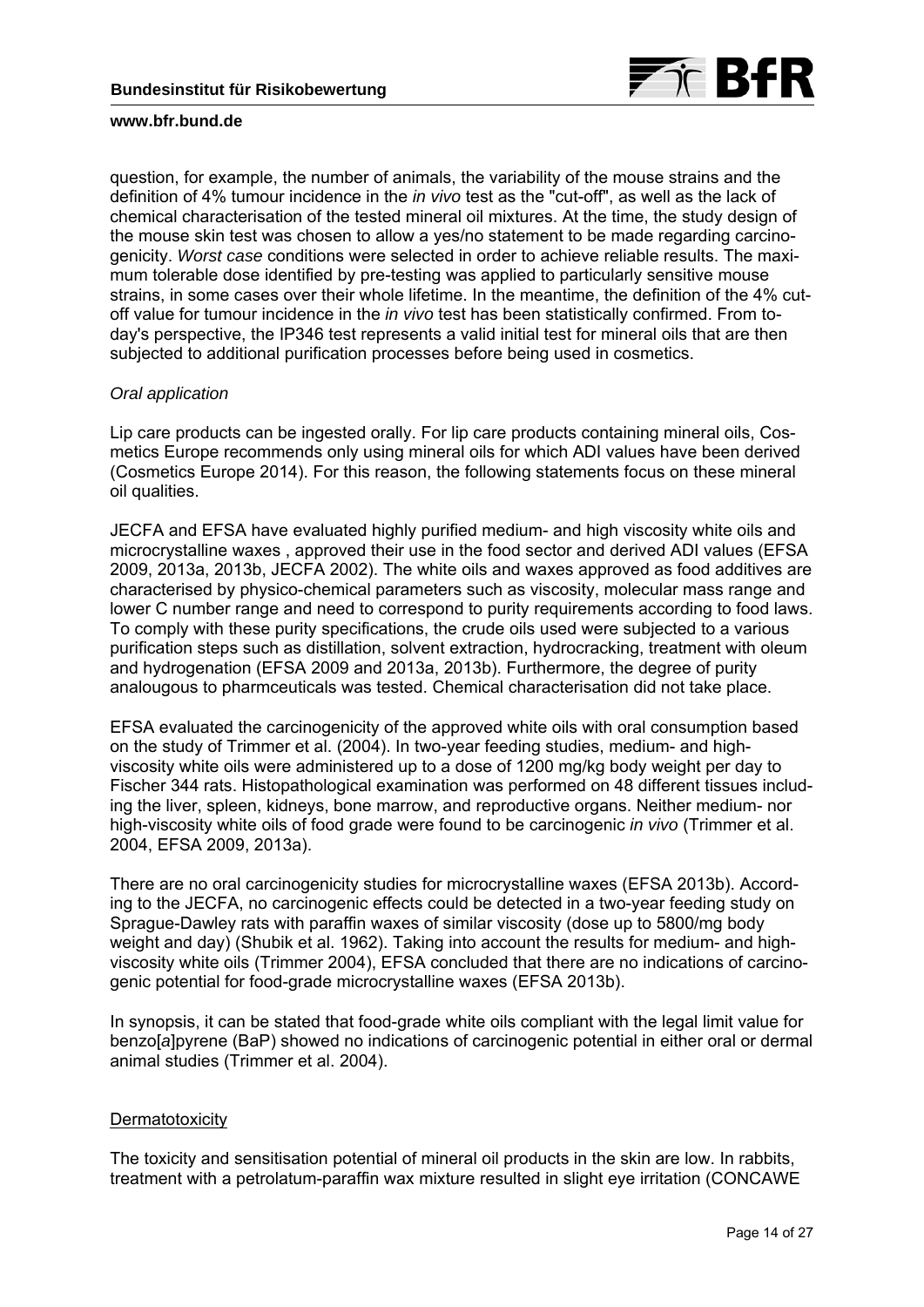question, for example, the number of animals, the variability of the mouse strains and the definition of 4% tumour incidence in the *in vivo* test as the "cut-off", as well as the lack of chemical characterisation of the tested mineral oil mixtures. At the time, the study design of the mouse skin test was chosen to allow a yes/no statement to be made regarding carcinogenicity. *Worst case* conditions were selected in order to achieve reliable results. The maximum tolerable dose identified by pre-testing was applied to particularly sensitive mouse strains, in some cases over their whole lifetime. In the meantime, the definition of the 4% cut-off value for tumour incidence in the *in vivo* test has been statistically confirmed. From today's perspective, the IP346 test represents a valid initial test for mineral oils that are then subjected to additional purification processes before being used in cosmetics.

*Oral application*

Lip care products can be ingested orally. For lip care products containing mineral oils, Cosmetics Europe recommends only using mineral oils for which ADI values have been derived (Cosmetics Europe 2014). For this reason, the following statements focus on these mineral oil qualities.

JECFA and EFSA have evaluated highly purified medium- and high viscosity white oils and microcrystalline waxes , approved their use in the food sector and derived ADI values (EFSA 2009, 2013a, 2013b, JECFA 2002). The white oils and waxes approved as food additives are characterised by physico-chemical parameters such as viscosity, molecular mass range and lower C number range and need to correspond to purity requirements according to food laws. To comply with these purity specifications, the crude oils used were subjected to a various purification steps such as distillation, solvent extraction, hydrocracking, treatment with oleum and hydrogenation (EFSA 2009 and 2013a, 2013b). Furthermore, the degree of purity analougous to pharmceuticals was tested. Chemical characterisation did not take place.

EFSA evaluated the carcinogenicity of the approved white oils with oral consumption based on the study of Trimmer et al. (2004). In two-year feeding studies, medium- and high-viscosity white oils were administered up to a dose of 1200 mg/kg body weight per day to Fischer 344 rats. Histopathological examination was performed on 48 different tissues including the liver, spleen, kidneys, bone marrow, and reproductive organs. Neither medium- nor high-viscosity white oils of food grade were found to be carcinogenic *in vivo* (Trimmer et al. 2004, EFSA 2009, 2013a).

There are no oral carcinogenicity studies for microcrystalline waxes (EFSA 2013b). According to the JECFA, no carcinogenic effects could be detected in a two-year feeding study on Sprague-Dawley rats with paraffin waxes of similar viscosity (dose up to 5800/mg body weight and day) (Shubik et al. 1962). Taking into account the results for medium- and high-viscosity white oils (Trimmer 2004), EFSA concluded that there are no indications of carcinogenic potential for food-grade microcrystalline waxes (EFSA 2013b).

In synopsis, it can be stated that food-grade white oils compliant with the legal limit value for benzo[*a*]pyrene (BaP) showed no indications of carcinogenic potential in either oral or dermal animal studies (Trimmer et al. 2004).

<u>Dermatotoxicity</u>

The toxicity and sensitisation potential of mineral oil products in the skin are low. In rabbits, treatment with a petrolatum-paraffin wax mixture resulted in slight eye irritation (CONCAWE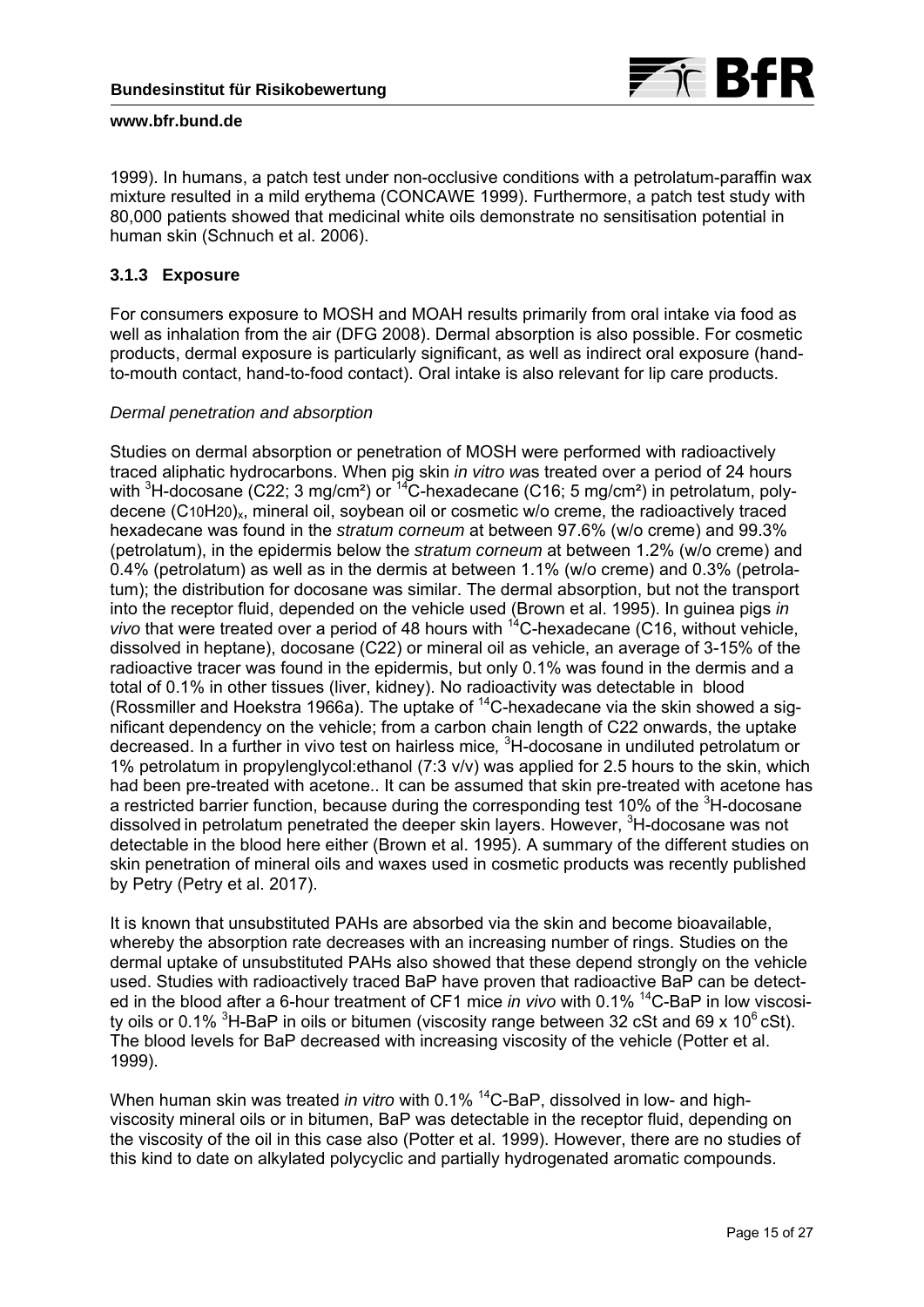1999). In humans, a patch test under non-occlusive conditions with a petrolatum-paraffin wax mixture resulted in a mild erythema (CONCAWE 1999). Furthermore, a patch test study with 80,000 patients showed that medicinal white oils demonstrate no sensitisation potential in human skin (Schnuch et al. 2006).

### 3.1.3 Exposure

For consumers exposure to MOSH and MOAH results primarily from oral intake via food as well as inhalation from the air (DFG 2008). Dermal absorption is also possible. For cosmetic products, dermal exposure is particularly significant, as well as indirect oral exposure (hand-to-mouth contact, hand-to-food contact). Oral intake is also relevant for lip care products.

*Dermal penetration and absorption*

Studies on dermal absorption or penetration of MOSH were performed with radioactively traced aliphatic hydrocarbons. When pig skin *in vitro* was treated over a period of 24 hours with $^{3}$H-docosane (C22; 3 mg/cm²) or $^{14}$C-hexadecane (C16; 5 mg/cm²) in petrolatum, polydecene $(C_{10}H_{20})_x$, mineral oil, soybean oil or cosmetic w/o creme, the radioactively traced hexadecane was found in the *stratum corneum* at between 97.6% (w/o creme) and 99.3% (petrolatum), in the epidermis below the *stratum corneum* at between 1.2% (w/o creme) and 0.4% (petrolatum) as well as in the dermis at between 1.1% (w/o creme) and 0.3% (petrolatum); the distribution for docosane was similar. The dermal absorption, but not the transport into the receptor fluid, depended on the vehicle used (Brown et al. 1995). In guinea pigs *in vivo* that were treated over a period of 48 hours with $^{14}$C-hexadecane (C16, without vehicle, dissolved in heptane), docosane (C22) or mineral oil as vehicle, an average of 3-15% of the radioactive tracer was found in the epidermis, but only 0.1% was found in the dermis and a total of 0.1% in other tissues (liver, kidney). No radioactivity was detectable in blood (Rossmiller and Hoekstra 1966a). The uptake of $^{14}$C-hexadecane via the skin showed a significant dependency on the vehicle; from a carbon chain length of C22 onwards, the uptake decreased. In a further in vivo test on hairless mice, $^{3}$H-docosane in undiluted petrolatum or 1% petrolatum in propylenglycol:ethanol (7:3 v/v) was applied for 2.5 hours to the skin, which had been pre-treated with acetone.. It can be assumed that skin pre-treated with acetone has a restricted barrier function, because during the corresponding test 10% of the $^{3}$H-docosane dissolved in petrolatum penetrated the deeper skin layers. However, $^{3}$H-docosane was not detectable in the blood here either (Brown et al. 1995). A summary of the different studies on skin penetration of mineral oils and waxes used in cosmetic products was recently published by Petry (Petry et al. 2017).

It is known that unsubstituted PAHs are absorbed via the skin and become bioavailable, whereby the absorption rate decreases with an increasing number of rings. Studies on the dermal uptake of unsubstituted PAHs also showed that these depend strongly on the vehicle used. Studies with radioactively traced BaP have proven that radioactive BaP can be detected in the blood after a 6-hour treatment of CF1 mice *in vivo* with 0.1% $^{14}$C-BaP in low viscosity oils or 0.1% $^{3}$H-BaP in oils or bitumen (viscosity range between 32 cSt and $69 \times 10^{6}$ cSt). The blood levels for BaP decreased with increasing viscosity of the vehicle (Potter et al. 1999).

When human skin was treated *in vitro* with 0.1% $^{14}$C-BaP, dissolved in low- and high-viscosity mineral oils or in bitumen, BaP was detectable in the receptor fluid, depending on the viscosity of the oil in this case also (Potter et al. 1999). However, there are no studies of this kind to date on alkylated polycyclic and partially hydrogenated aromatic compounds.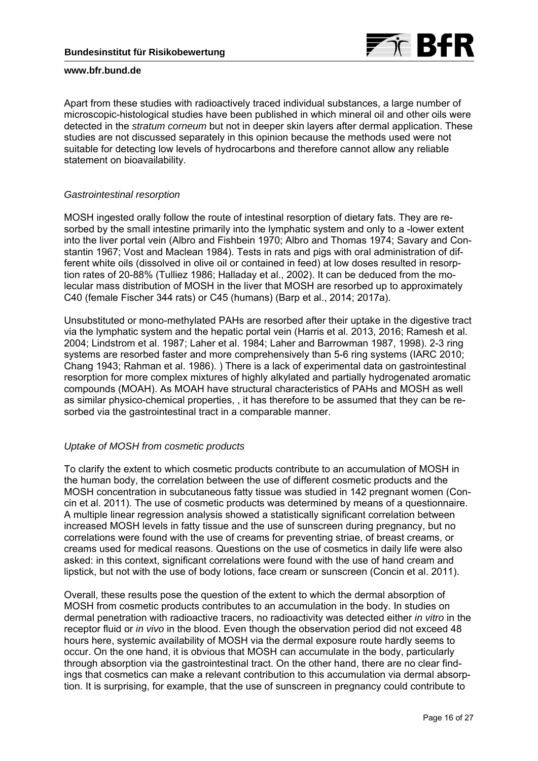Apart from these studies with radioactively traced individual substances, a large number of microscopic-histological studies have been published in which mineral oil and other oils were detected in the *stratum corneum* but not in deeper skin layers after dermal application. These studies are not discussed separately in this opinion because the methods used were not suitable for detecting low levels of hydrocarbons and therefore cannot allow any reliable statement on bioavailability.

*Gastrointestinal resorption*

MOSH ingested orally follow the route of intestinal resorption of dietary fats. They are resorbed by the small intestine primarily into the lymphatic system and only to a -lower extent into the liver portal vein (Albro and Fishbein 1970; Albro and Thomas 1974; Savary and Constantin 1967; Vost and Maclean 1984). Tests in rats and pigs with oral administration of different white oils (dissolved in olive oil or contained in feed) at low doses resulted in resorption rates of 20-88% (Tulliez 1986; Halladay et al., 2002). It can be deduced from the molecular mass distribution of MOSH in the liver that MOSH are resorbed up to approximately C40 (female Fischer 344 rats) or C45 (humans) (Barp et al., 2014; 2017a).

Unsubstituted or mono-methylated PAHs are resorbed after their uptake in the digestive tract via the lymphatic system and the hepatic portal vein (Harris et al. 2013, 2016; Ramesh et al. 2004; Lindstrom et al. 1987; Laher et al. 1984; Laher and Barrowman 1987, 1998). 2-3 ring systems are resorbed faster and more comprehensively than 5-6 ring systems (IARC 2010; Chang 1943; Rahman et al. 1986). ) There is a lack of experimental data on gastrointestinal resorption for more complex mixtures of highly alkylated and partially hydrogenated aromatic compounds (MOAH). As MOAH have structural characteristics of PAHs and MOSH as well as similar physico-chemical properties, , it has therefore to be assumed that they can be resorbed via the gastrointestinal tract in a comparable manner.

*Uptake of MOSH from cosmetic products*

To clarify the extent to which cosmetic products contribute to an accumulation of MOSH in the human body, the correlation between the use of different cosmetic products and the MOSH concentration in subcutaneous fatty tissue was studied in 142 pregnant women (Concin et al. 2011). The use of cosmetic products was determined by means of a questionnaire. A multiple linear regression analysis showed a statistically significant correlation between increased MOSH levels in fatty tissue and the use of sunscreen during pregnancy, but no correlations were found with the use of creams for preventing striae, of breast creams, or creams used for medical reasons. Questions on the use of cosmetics in daily life were also asked: in this context, significant correlations were found with the use of hand cream and lipstick, but not with the use of body lotions, face cream or sunscreen (Concin et al. 2011).

Overall, these results pose the question of the extent to which the dermal absorption of MOSH from cosmetic products contributes to an accumulation in the body. In studies on dermal penetration with radioactive tracers, no radioactivity was detected either *in vitro* in the receptor fluid or *in vivo* in the blood. Even though the observation period did not exceed 48 hours here, systemic availability of MOSH via the dermal exposure route hardly seems to occur. On the one hand, it is obvious that MOSH can accumulate in the body, particularly through absorption via the gastrointestinal tract. On the other hand, there are no clear findings that cosmetics can make a relevant contribution to this accumulation via dermal absorption. It is surprising, for example, that the use of sunscreen in pregnancy could contribute to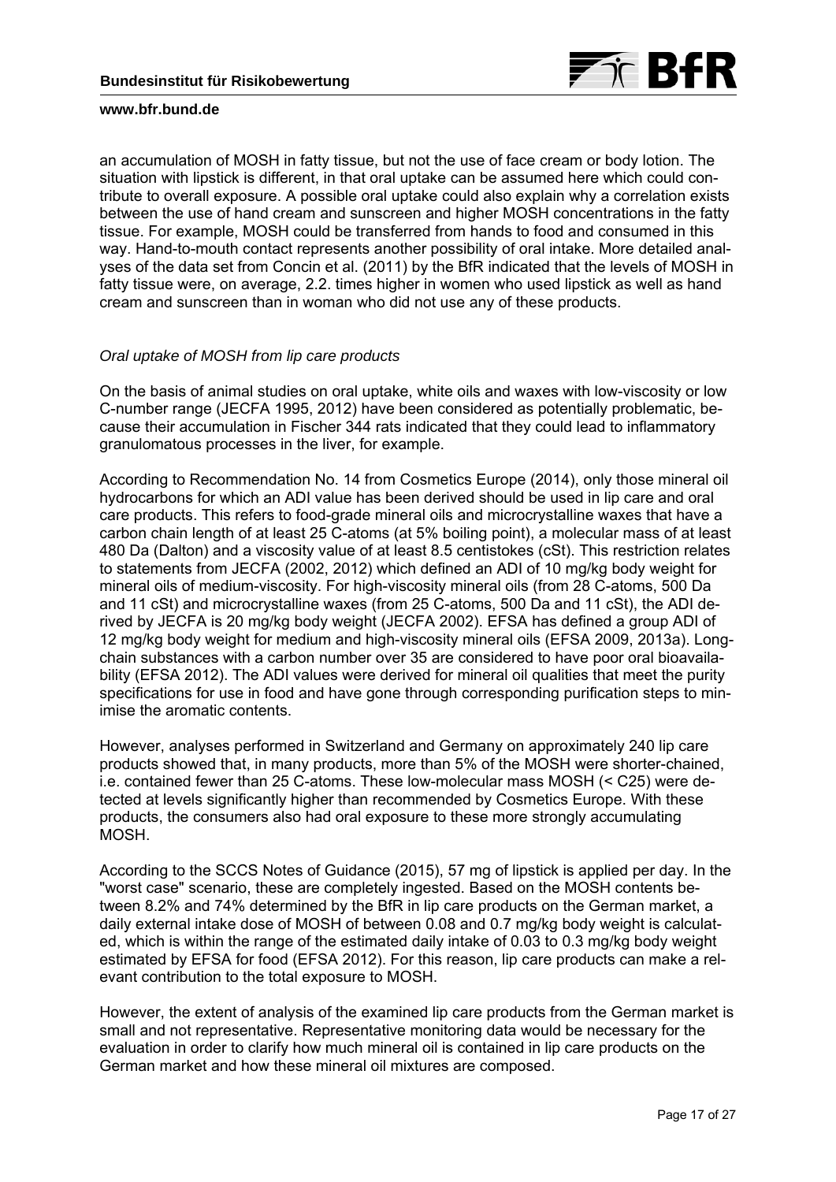an accumulation of MOSH in fatty tissue, but not the use of face cream or body lotion. The situation with lipstick is different, in that oral uptake can be assumed here which could contribute to overall exposure. A possible oral uptake could also explain why a correlation exists between the use of hand cream and sunscreen and higher MOSH concentrations in the fatty tissue. For example, MOSH could be transferred from hands to food and consumed in this way. Hand-to-mouth contact represents another possibility of oral intake. More detailed analyses of the data set from Concin et al. (2011) by the BfR indicated that the levels of MOSH in fatty tissue were, on average, 2.2. times higher in women who used lipstick as well as hand cream and sunscreen than in woman who did not use any of these products.

*Oral uptake of MOSH from lip care products*

On the basis of animal studies on oral uptake, white oils and waxes with low-viscosity or low C-number range (JECFA 1995, 2012) have been considered as potentially problematic, because their accumulation in Fischer 344 rats indicated that they could lead to inflammatory granulomatous processes in the liver, for example.

According to Recommendation No. 14 from Cosmetics Europe (2014), only those mineral oil hydrocarbons for which an ADI value has been derived should be used in lip care and oral care products. This refers to food-grade mineral oils and microcrystalline waxes that have a carbon chain length of at least 25 C-atoms (at 5% boiling point), a molecular mass of at least 480 Da (Dalton) and a viscosity value of at least 8.5 centistokes (cSt). This restriction relates to statements from JECFA (2002, 2012) which defined an ADI of 10 mg/kg body weight for mineral oils of medium-viscosity. For high-viscosity mineral oils (from 28 C-atoms, 500 Da and 11 cSt) and microcrystalline waxes (from 25 C-atoms, 500 Da and 11 cSt), the ADI derived by JECFA is 20 mg/kg body weight (JECFA 2002). EFSA has defined a group ADI of 12 mg/kg body weight for medium and high-viscosity mineral oils (EFSA 2009, 2013a). Long-chain substances with a carbon number over 35 are considered to have poor oral bioavailability (EFSA 2012). The ADI values were derived for mineral oil qualities that meet the purity specifications for use in food and have gone through corresponding purification steps to minimise the aromatic contents.

However, analyses performed in Switzerland and Germany on approximately 240 lip care products showed that, in many products, more than 5% of the MOSH were shorter-chained, i.e. contained fewer than 25 C-atoms. These low-molecular mass MOSH (< C25) were detected at levels significantly higher than recommended by Cosmetics Europe. With these products, the consumers also had oral exposure to these more strongly accumulating MOSH.

According to the SCCS Notes of Guidance (2015), 57 mg of lipstick is applied per day. In the "worst case" scenario, these are completely ingested. Based on the MOSH contents between 8.2% and 74% determined by the BfR in lip care products on the German market, a daily external intake dose of MOSH of between 0.08 and 0.7 mg/kg body weight is calculated, which is within the range of the estimated daily intake of 0.03 to 0.3 mg/kg body weight estimated by EFSA for food (EFSA 2012). For this reason, lip care products can make a relevant contribution to the total exposure to MOSH.

However, the extent of analysis of the examined lip care products from the German market is small and not representative. Representative monitoring data would be necessary for the evaluation in order to clarify how much mineral oil is contained in lip care products on the German market and how these mineral oil mixtures are composed.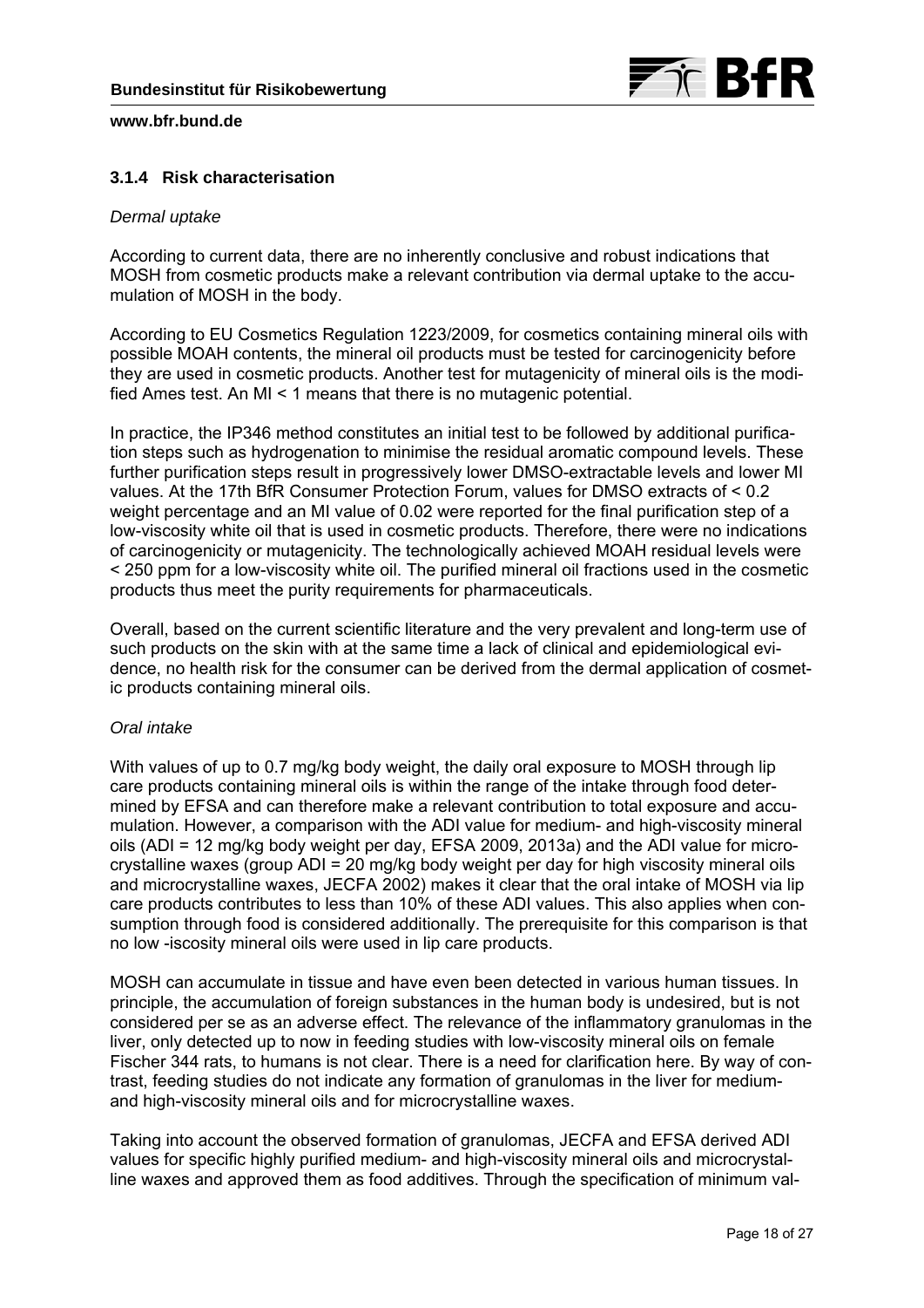### 3.1.4 Risk characterisation

*Dermal uptake*

According to current data, there are no inherently conclusive and robust indications that MOSH from cosmetic products make a relevant contribution via dermal uptake to the accumulation of MOSH in the body.

According to EU Cosmetics Regulation 1223/2009, for cosmetics containing mineral oils with possible MOAH contents, the mineral oil products must be tested for carcinogenicity before they are used in cosmetic products. Another test for mutagenicity of mineral oils is the modified Ames test. An MI < 1 means that there is no mutagenic potential.

In practice, the IP346 method constitutes an initial test to be followed by additional purification steps such as hydrogenation to minimise the residual aromatic compound levels. These further purification steps result in progressively lower DMSO-extractable levels and lower MI values. At the 17th BfR Consumer Protection Forum, values for DMSO extracts of < 0.2 weight percentage and an MI value of 0.02 were reported for the final purification step of a low-viscosity white oil that is used in cosmetic products. Therefore, there were no indications of carcinogenicity or mutagenicity. The technologically achieved MOAH residual levels were < 250 ppm for a low-viscosity white oil. The purified mineral oil fractions used in the cosmetic products thus meet the purity requirements for pharmaceuticals.

Overall, based on the current scientific literature and the very prevalent and long-term use of such products on the skin with at the same time a lack of clinical and epidemiological evidence, no health risk for the consumer can be derived from the dermal application of cosmetic products containing mineral oils.

*Oral intake*

With values of up to 0.7 mg/kg body weight, the daily oral exposure to MOSH through lip care products containing mineral oils is within the range of the intake through food determined by EFSA and can therefore make a relevant contribution to total exposure and accumulation. However, a comparison with the ADI value for medium- and high-viscosity mineral oils (ADI = 12 mg/kg body weight per day, EFSA 2009, 2013a) and the ADI value for microcrystalline waxes (group ADI = 20 mg/kg body weight per day for high viscosity mineral oils and microcrystalline waxes, JECFA 2002) makes it clear that the oral intake of MOSH via lip care products contributes to less than 10% of these ADI values. This also applies when consumption through food is considered additionally. The prerequisite for this comparison is that no low -iscosity mineral oils were used in lip care products.

MOSH can accumulate in tissue and have even been detected in various human tissues. In principle, the accumulation of foreign substances in the human body is undesired, but is not considered per se as an adverse effect. The relevance of the inflammatory granulomas in the liver, only detected up to now in feeding studies with low-viscosity mineral oils on female Fischer 344 rats, to humans is not clear. There is a need for clarification here. By way of contrast, feeding studies do not indicate any formation of granulomas in the liver for medium- and high-viscosity mineral oils and for microcrystalline waxes.

Taking into account the observed formation of granulomas, JECFA and EFSA derived ADI values for specific highly purified medium- and high-viscosity mineral oils and microcrystalline waxes and approved them as food additives. Through the specification of minimum val-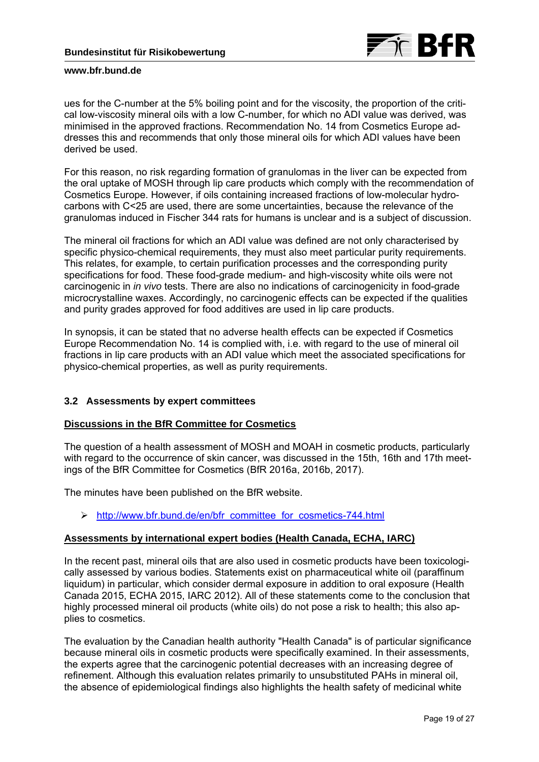ues for the C-number at the 5% boiling point and for the viscosity, the proportion of the critical low-viscosity mineral oils with a low C-number, for which no ADI value was derived, was minimised in the approved fractions. Recommendation No. 14 from Cosmetics Europe addresses this and recommends that only those mineral oils for which ADI values have been derived be used.

For this reason, no risk regarding formation of granulomas in the liver can be expected from the oral uptake of MOSH through lip care products which comply with the recommendation of Cosmetics Europe. However, if oils containing increased fractions of low-molecular hydrocarbons with C<25 are used, there are some uncertainties, because the relevance of the granulomas induced in Fischer 344 rats for humans is unclear and is a subject of discussion.

The mineral oil fractions for which an ADI value was defined are not only characterised by specific physico-chemical requirements, they must also meet particular purity requirements. This relates, for example, to certain purification processes and the corresponding purity specifications for food. These food-grade medium- and high-viscosity white oils were not carcinogenic in *in vivo* tests. There are also no indications of carcinogenicity in food-grade microcrystalline waxes. Accordingly, no carcinogenic effects can be expected if the qualities and purity grades approved for food additives are used in lip care products.

In synopsis, it can be stated that no adverse health effects can be expected if Cosmetics Europe Recommendation No. 14 is complied with, i.e. with regard to the use of mineral oil fractions in lip care products with an ADI value which meet the associated specifications for physico-chemical properties, as well as purity requirements.

### 3.2 Assessments by expert committees

**Discussions in the BfR Committee for Cosmetics**

The question of a health assessment of MOSH and MOAH in cosmetic products, particularly with regard to the occurrence of skin cancer, was discussed in the 15th, 16th and 17th meetings of the BfR Committee for Cosmetics (BfR 2016a, 2016b, 2017).

The minutes have been published on the BfR website.

- http://www.bfr.bund.de/en/bfr_committee_for_cosmetics-744.html

**Assessments by international expert bodies (Health Canada, ECHA, IARC)**

In the recent past, mineral oils that are also used in cosmetic products have been toxicologically assessed by various bodies. Statements exist on pharmaceutical white oil (paraffinum liquidum) in particular, which consider dermal exposure in addition to oral exposure (Health Canada 2015, ECHA 2015, IARC 2012). All of these statements come to the conclusion that highly processed mineral oil products (white oils) do not pose a risk to health; this also applies to cosmetics.

The evaluation by the Canadian health authority "Health Canada" is of particular significance because mineral oils in cosmetic products were specifically examined. In their assessments, the experts agree that the carcinogenic potential decreases with an increasing degree of refinement. Although this evaluation relates primarily to unsubstituted PAHs in mineral oil, the absence of epidemiological findings also highlights the health safety of medicinal white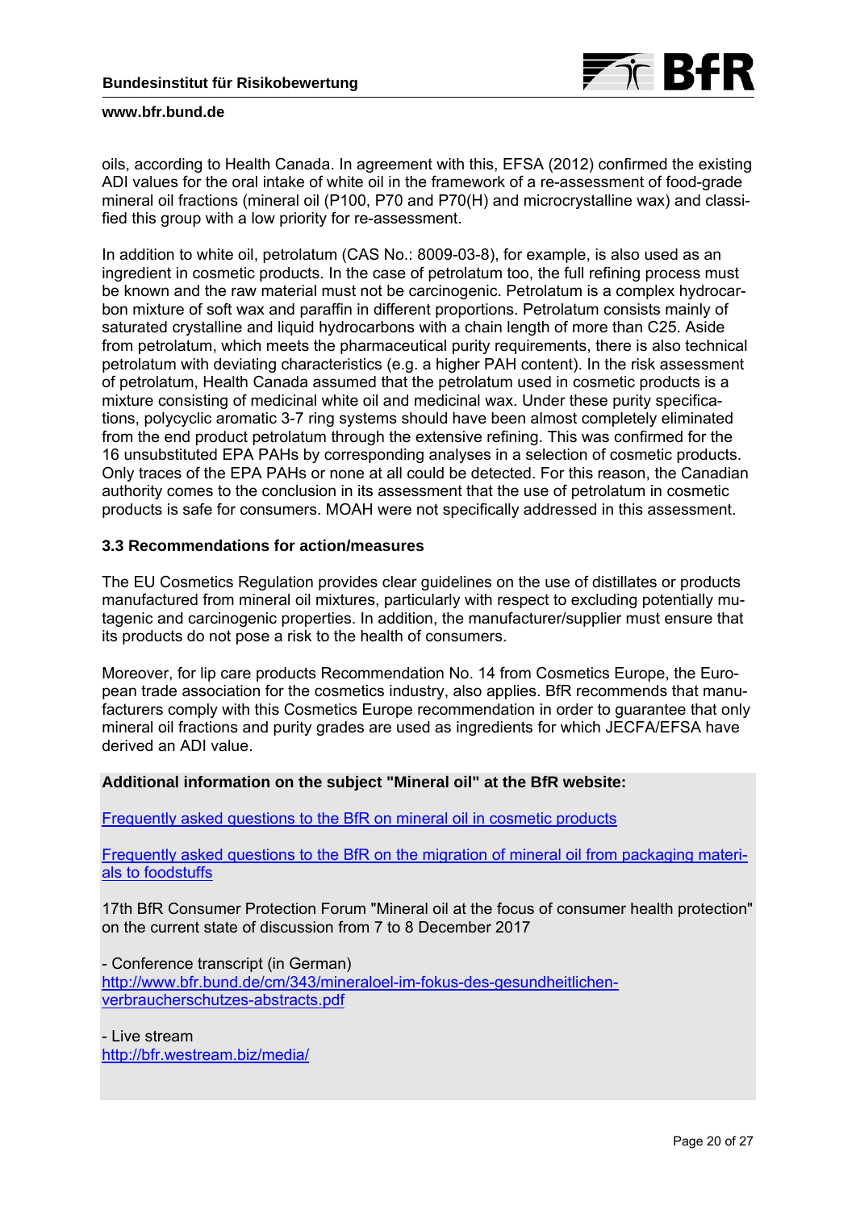oils, according to Health Canada. In agreement with this, EFSA (2012) confirmed the existing ADI values for the oral intake of white oil in the framework of a re-assessment of food-grade mineral oil fractions (mineral oil (P100, P70 and P70(H) and microcrystalline wax) and classified this group with a low priority for re-assessment.

In addition to white oil, petrolatum (CAS No.: 8009-03-8), for example, is also used as an ingredient in cosmetic products. In the case of petrolatum too, the full refining process must be known and the raw material must not be carcinogenic. Petrolatum is a complex hydrocarbon mixture of soft wax and paraffin in different proportions. Petrolatum consists mainly of saturated crystalline and liquid hydrocarbons with a chain length of more than C25. Aside from petrolatum, which meets the pharmaceutical purity requirements, there is also technical petrolatum with deviating characteristics (e.g. a higher PAH content). In the risk assessment of petrolatum, Health Canada assumed that the petrolatum used in cosmetic products is a mixture consisting of medicinal white oil and medicinal wax. Under these purity specifications, polycyclic aromatic 3-7 ring systems should have been almost completely eliminated from the end product petrolatum through the extensive refining. This was confirmed for the 16 unsubstituted EPA PAHs by corresponding analyses in a selection of cosmetic products. Only traces of the EPA PAHs or none at all could be detected. For this reason, the Canadian authority comes to the conclusion in its assessment that the use of petrolatum in cosmetic products is safe for consumers. MOAH were not specifically addressed in this assessment.

### 3.3 Recommendations for action/measures

The EU Cosmetics Regulation provides clear guidelines on the use of distillates or products manufactured from mineral oil mixtures, particularly with respect to excluding potentially mutagenic and carcinogenic properties. In addition, the manufacturer/supplier must ensure that its products do not pose a risk to the health of consumers.

Moreover, for lip care products Recommendation No. 14 from Cosmetics Europe, the European trade association for the cosmetics industry, also applies. BfR recommends that manufacturers comply with this Cosmetics Europe recommendation in order to guarantee that only mineral oil fractions and purity grades are used as ingredients for which JECFA/EFSA have derived an ADI value.

**Additional information on the subject "Mineral oil" at the BfR website:**

Frequently asked questions to the BfR on mineral oil in cosmetic products

Frequently asked questions to the BfR on the migration of mineral oil from packaging materials to foodstuffs

17th BfR Consumer Protection Forum "Mineral oil at the focus of consumer health protection" on the current state of discussion from 7 to 8 December 2017

- Conference transcript (in German)
http://www.bfr.bund.de/cm/343/mineraloel-im-fokus-des-gesundheitlichen-verbraucherschutzes-abstracts.pdf

- Live stream
http://bfr.westream.biz/media/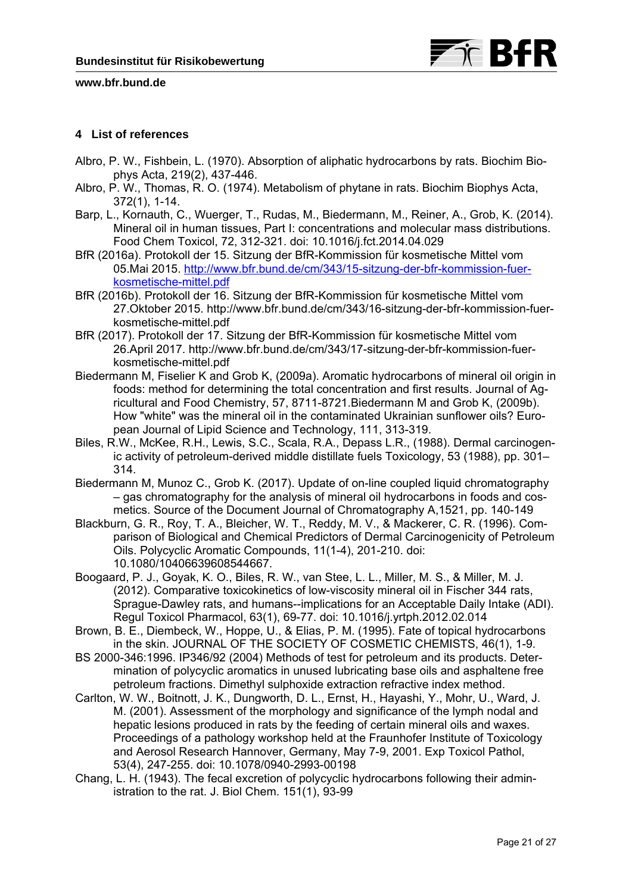## 4 List of references

Albro, P. W., Fishbein, L. (1970). Absorption of aliphatic hydrocarbons by rats. Biochim Biophys Acta, 219(2), 437-446.

Albro, P. W., Thomas, R. O. (1974). Metabolism of phytane in rats. Biochim Biophys Acta, 372(1), 1-14.

Barp, L., Kornauth, C., Wuerger, T., Rudas, M., Biedermann, M., Reiner, A., Grob, K. (2014). Mineral oil in human tissues, Part I: concentrations and molecular mass distributions. Food Chem Toxicol, 72, 312-321. doi: 10.1016/j.fct.2014.04.029

BfR (2016a). Protokoll der 15. Sitzung der BfR-Kommission für kosmetische Mittel vom 05.Mai 2015. http://www.bfr.bund.de/cm/343/15-sitzung-der-bfr-kommission-fuer-kosmetische-mittel.pdf

BfR (2016b). Protokoll der 16. Sitzung der BfR-Kommission für kosmetische Mittel vom 27.Oktober 2015. http://www.bfr.bund.de/cm/343/16-sitzung-der-bfr-kommission-fuer-kosmetische-mittel.pdf

BfR (2017). Protokoll der 17. Sitzung der BfR-Kommission für kosmetische Mittel vom 26.April 2017. http://www.bfr.bund.de/cm/343/17-sitzung-der-bfr-kommission-fuer-kosmetische-mittel.pdf

Biedermann M, Fiselier K and Grob K, (2009a). Aromatic hydrocarbons of mineral oil origin in foods: method for determining the total concentration and first results. Journal of Agricultural and Food Chemistry, 57, 8711-8721.Biedermann M and Grob K, (2009b). How "white" was the mineral oil in the contaminated Ukrainian sunflower oils? European Journal of Lipid Science and Technology, 111, 313-319.

Biles, R.W., McKee, R.H., Lewis, S.C., Scala, R.A., Depass L.R., (1988). Dermal carcinogenic activity of petroleum-derived middle distillate fuels Toxicology, 53 (1988), pp. 301–314.

Biedermann M, Munoz C., Grob K. (2017). Update of on-line coupled liquid chromatography – gas chromatography for the analysis of mineral oil hydrocarbons in foods and cosmetics. Source of the Document Journal of Chromatography A,1521, pp. 140-149

Blackburn, G. R., Roy, T. A., Bleicher, W. T., Reddy, M. V., & Mackerer, C. R. (1996). Comparison of Biological and Chemical Predictors of Dermal Carcinogenicity of Petroleum Oils. Polycyclic Aromatic Compounds, 11(1-4), 201-210. doi: 10.1080/10406639608544667.

Boogaard, P. J., Goyak, K. O., Biles, R. W., van Stee, L. L., Miller, M. S., & Miller, M. J. (2012). Comparative toxicokinetics of low-viscosity mineral oil in Fischer 344 rats, Sprague-Dawley rats, and humans--implications for an Acceptable Daily Intake (ADI). Regul Toxicol Pharmacol, 63(1), 69-77. doi: 10.1016/j.yrtph.2012.02.014

Brown, B. E., Diembeck, W., Hoppe, U., & Elias, P. M. (1995). Fate of topical hydrocarbons in the skin. JOURNAL OF THE SOCIETY OF COSMETIC CHEMISTS, 46(1), 1-9.

BS 2000-346:1996. IP346/92 (2004) Methods of test for petroleum and its products. Determination of polycyclic aromatics in unused lubricating base oils and asphaltene free petroleum fractions. Dimethyl sulphoxide extraction refractive index method.

Carlton, W. W., Boitnott, J. K., Dungworth, D. L., Ernst, H., Hayashi, Y., Mohr, U., Ward, J. M. (2001). Assessment of the morphology and significance of the lymph nodal and hepatic lesions produced in rats by the feeding of certain mineral oils and waxes. Proceedings of a pathology workshop held at the Fraunhofer Institute of Toxicology and Aerosol Research Hannover, Germany, May 7-9, 2001. Exp Toxicol Pathol, 53(4), 247-255. doi: 10.1078/0940-2993-00198

Chang, L. H. (1943). The fecal excretion of polycyclic hydrocarbons following their administration to the rat. J. Biol Chem. 151(1), 93-99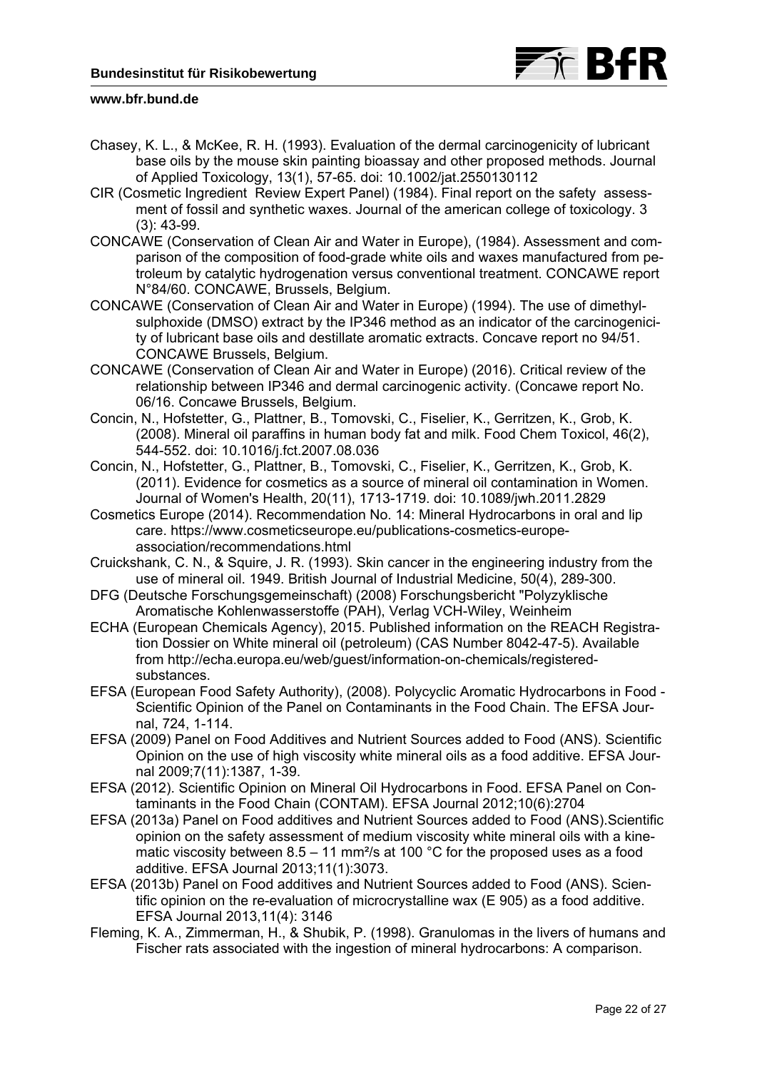Chasey, K. L., & McKee, R. H. (1993). Evaluation of the dermal carcinogenicity of lubricant base oils by the mouse skin painting bioassay and other proposed methods. Journal of Applied Toxicology, 13(1), 57-65. doi: 10.1002/jat.2550130112

CIR (Cosmetic Ingredient Review Expert Panel) (1984). Final report on the safety assessment of fossil and synthetic waxes. Journal of the american college of toxicology. 3 (3): 43-99.

CONCAWE (Conservation of Clean Air and Water in Europe), (1984). Assessment and comparison of the composition of food-grade white oils and waxes manufactured from petroleum by catalytic hydrogenation versus conventional treatment. CONCAWE report N°84/60. CONCAWE, Brussels, Belgium.

CONCAWE (Conservation of Clean Air and Water in Europe) (1994). The use of dimethylsulphoxide (DMSO) extract by the IP346 method as an indicator of the carcinogenicity of lubricant base oils and destillate aromatic extracts. Concave report no 94/51. CONCAWE Brussels, Belgium.

CONCAWE (Conservation of Clean Air and Water in Europe) (2016). Critical review of the relationship between IP346 and dermal carcinogenic activity. (Concawe report No. 06/16. Concawe Brussels, Belgium.

Concin, N., Hofstetter, G., Plattner, B., Tomovski, C., Fiselier, K., Gerritzen, K., Grob, K. (2008). Mineral oil paraffins in human body fat and milk. Food Chem Toxicol, 46(2), 544-552. doi: 10.1016/j.fct.2007.08.036

Concin, N., Hofstetter, G., Plattner, B., Tomovski, C., Fiselier, K., Gerritzen, K., Grob, K. (2011). Evidence for cosmetics as a source of mineral oil contamination in Women. Journal of Women's Health, 20(11), 1713-1719. doi: 10.1089/jwh.2011.2829

Cosmetics Europe (2014). Recommendation No. 14: Mineral Hydrocarbons in oral and lip care. https://www.cosmeticseurope.eu/publications-cosmetics-europe-association/recommendations.html

Cruickshank, C. N., & Squire, J. R. (1993). Skin cancer in the engineering industry from the use of mineral oil. 1949. British Journal of Industrial Medicine, 50(4), 289-300.

DFG (Deutsche Forschungsgemeinschaft) (2008) Forschungsbericht "Polyzyklische Aromatische Kohlenwasserstoffe (PAH), Verlag VCH-Wiley, Weinheim

ECHA (European Chemicals Agency), 2015. Published information on the REACH Registration Dossier on White mineral oil (petroleum) (CAS Number 8042-47-5). Available from http://echa.europa.eu/web/guest/information-on-chemicals/registered-substances.

EFSA (European Food Safety Authority), (2008). Polycyclic Aromatic Hydrocarbons in Food - Scientific Opinion of the Panel on Contaminants in the Food Chain. The EFSA Journal, 724, 1-114.

EFSA (2009) Panel on Food Additives and Nutrient Sources added to Food (ANS). Scientific Opinion on the use of high viscosity white mineral oils as a food additive. EFSA Journal 2009;7(11):1387, 1-39.

EFSA (2012). Scientific Opinion on Mineral Oil Hydrocarbons in Food. EFSA Panel on Contaminants in the Food Chain (CONTAM). EFSA Journal 2012;10(6):2704

EFSA (2013a) Panel on Food additives and Nutrient Sources added to Food (ANS).Scientific opinion on the safety assessment of medium viscosity white mineral oils with a kinematic viscosity between 8.5 – 11 mm²/s at 100 °C for the proposed uses as a food additive. EFSA Journal 2013;11(1):3073.

EFSA (2013b) Panel on Food additives and Nutrient Sources added to Food (ANS). Scientific opinion on the re-evaluation of microcrystalline wax (E 905) as a food additive. EFSA Journal 2013,11(4): 3146

Fleming, K. A., Zimmerman, H., & Shubik, P. (1998). Granulomas in the livers of humans and Fischer rats associated with the ingestion of mineral hydrocarbons: A comparison.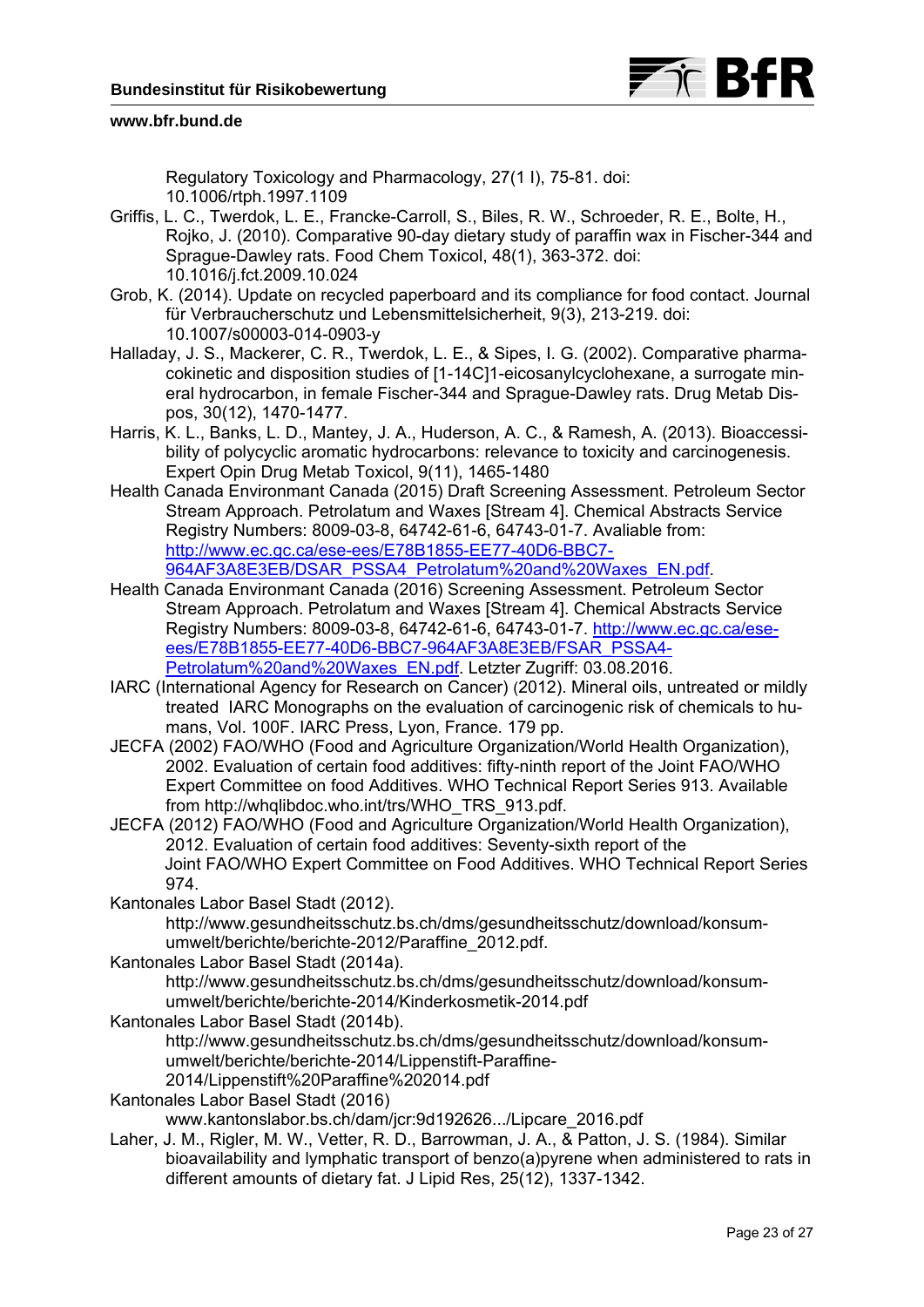Regulatory Toxicology and Pharmacology, 27(1 I), 75-81. doi: 10.1006/rtph.1997.1109

Griffis, L. C., Twerdok, L. E., Francke-Carroll, S., Biles, R. W., Schroeder, R. E., Bolte, H., Rojko, J. (2010). Comparative 90-day dietary study of paraffin wax in Fischer-344 and Sprague-Dawley rats. Food Chem Toxicol, 48(1), 363-372. doi: 10.1016/j.fct.2009.10.024

Grob, K. (2014). Update on recycled paperboard and its compliance for food contact. Journal für Verbraucherschutz und Lebensmittelsicherheit, 9(3), 213-219. doi: 10.1007/s00003-014-0903-y

Halladay, J. S., Mackerer, C. R., Twerdok, L. E., & Sipes, I. G. (2002). Comparative pharmacokinetic and disposition studies of [1-14C]1-eicosanylcyclohexane, a surrogate mineral hydrocarbon, in female Fischer-344 and Sprague-Dawley rats. Drug Metab Dispos, 30(12), 1470-1477.

Harris, K. L., Banks, L. D., Mantey, J. A., Huderson, A. C., & Ramesh, A. (2013). Bioaccessibility of polycyclic aromatic hydrocarbons: relevance to toxicity and carcinogenesis. Expert Opin Drug Metab Toxicol, 9(11), 1465-1480

Health Canada Environmant Canada (2015) Draft Screening Assessment. Petroleum Sector Stream Approach. Petrolatum and Waxes [Stream 4]. Chemical Abstracts Service Registry Numbers: 8009-03-8, 64742-61-6, 64743-01-7. Avaliable from: http://www.ec.gc.ca/ese-ees/E78B1855-EE77-40D6-BBC7-964AF3A8E3EB/DSAR_PSSA4_Petrolatum%20and%20Waxes_EN.pdf.

Health Canada Environmant Canada (2016) Screening Assessment. Petroleum Sector Stream Approach. Petrolatum and Waxes [Stream 4]. Chemical Abstracts Service Registry Numbers: 8009-03-8, 64742-61-6, 64743-01-7. http://www.ec.gc.ca/ese-ees/E78B1855-EE77-40D6-BBC7-964AF3A8E3EB/FSAR_PSSA4-Petrolatum%20and%20Waxes_EN.pdf. Letzter Zugriff: 03.08.2016.

IARC (International Agency for Research on Cancer) (2012). Mineral oils, untreated or mildly treated IARC Monographs on the evaluation of carcinogenic risk of chemicals to humans, Vol. 100F. IARC Press, Lyon, France. 179 pp.

JECFA (2002) FAO/WHO (Food and Agriculture Organization/World Health Organization), 2002. Evaluation of certain food additives: fifty-ninth report of the Joint FAO/WHO Expert Committee on food Additives. WHO Technical Report Series 913. Available from http://whqlibdoc.who.int/trs/WHO_TRS_913.pdf.

JECFA (2012) FAO/WHO (Food and Agriculture Organization/World Health Organization), 2012. Evaluation of certain food additives: Seventy-sixth report of the Joint FAO/WHO Expert Committee on Food Additives. WHO Technical Report Series 974.

Kantonales Labor Basel Stadt (2012). http://www.gesundheitsschutz.bs.ch/dms/gesundheitsschutz/download/konsum-umwelt/berichte/berichte-2012/Paraffine_2012.pdf.

Kantonales Labor Basel Stadt (2014a). http://www.gesundheitsschutz.bs.ch/dms/gesundheitsschutz/download/konsum-umwelt/berichte/berichte-2014/Kinderkosmetik-2014.pdf

Kantonales Labor Basel Stadt (2014b). http://www.gesundheitsschutz.bs.ch/dms/gesundheitsschutz/download/konsum-umwelt/berichte/berichte-2014/Lippenstift-Paraffine-2014/Lippenstift%20Paraffine%202014.pdf

Kantonales Labor Basel Stadt (2016) www.kantonslabor.bs.ch/dam/jcr:9d192626.../Lipcare_2016.pdf

Laher, J. M., Rigler, M. W., Vetter, R. D., Barrowman, J. A., & Patton, J. S. (1984). Similar bioavailability and lymphatic transport of benzo(a)pyrene when administered to rats in different amounts of dietary fat. J Lipid Res, 25(12), 1337-1342.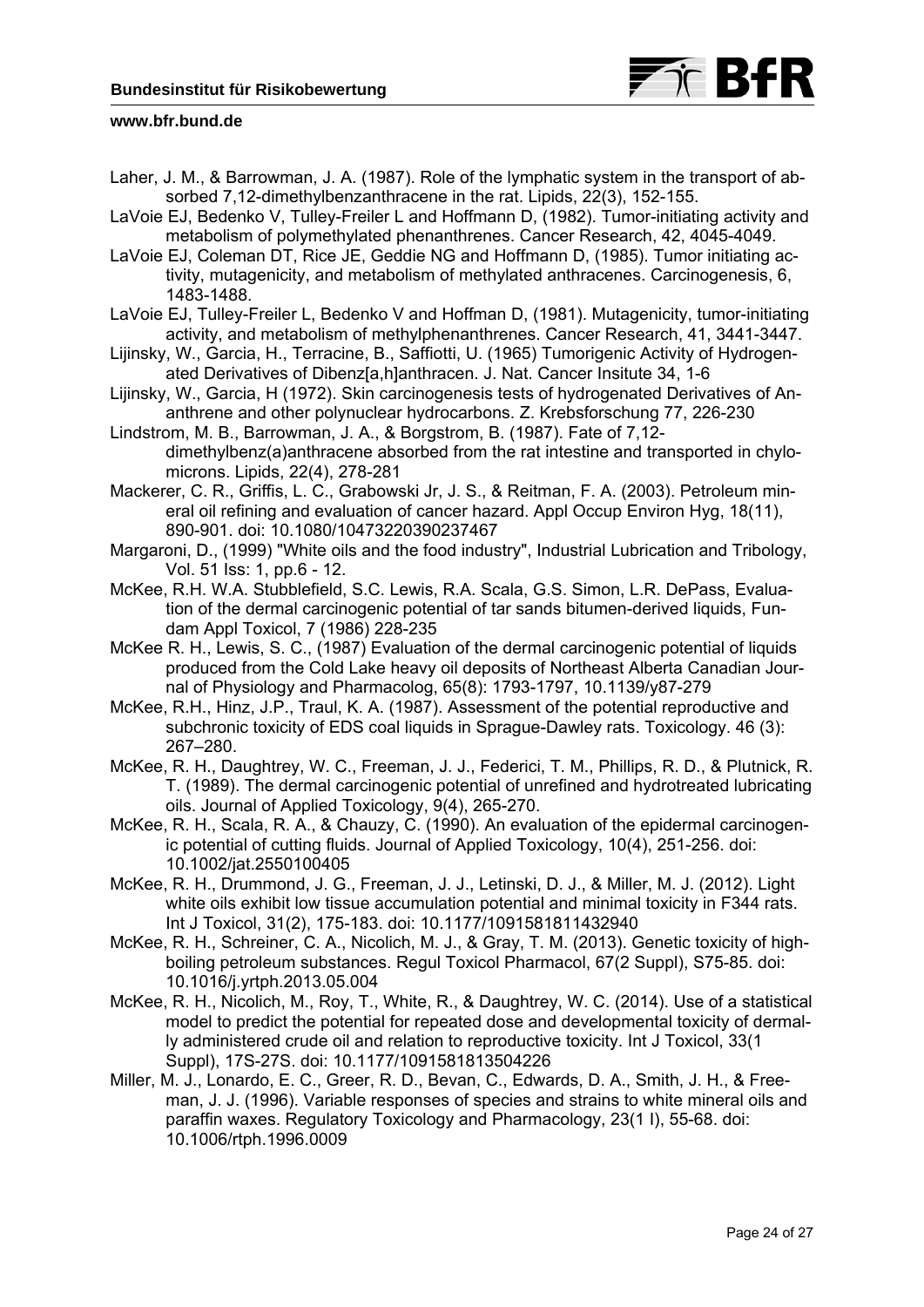Laher, J. M., & Barrowman, J. A. (1987). Role of the lymphatic system in the transport of absorbed 7,12-dimethylbenzanthracene in the rat. Lipids, 22(3), 152-155.

LaVoie EJ, Bedenko V, Tulley-Freiler L and Hoffmann D, (1982). Tumor-initiating activity and metabolism of polymethylated phenanthrenes. Cancer Research, 42, 4045-4049.

LaVoie EJ, Coleman DT, Rice JE, Geddie NG and Hoffmann D, (1985). Tumor initiating activity, mutagenicity, and metabolism of methylated anthracenes. Carcinogenesis, 6, 1483-1488.

LaVoie EJ, Tulley-Freiler L, Bedenko V and Hoffman D, (1981). Mutagenicity, tumor-initiating activity, and metabolism of methylphenanthrenes. Cancer Research, 41, 3441-3447.

Lijinsky, W., Garcia, H., Terracine, B., Saffiotti, U. (1965) Tumorigenic Activity of Hydrogenated Derivatives of Dibenz[a,h]anthracen. J. Nat. Cancer Insitute 34, 1-6

Lijinsky, W., Garcia, H (1972). Skin carcinogenesis tests of hydrogenated Derivatives of Ananthrene and other polynuclear hydrocarbons. Z. Krebsforschung 77, 226-230

Lindstrom, M. B., Barrowman, J. A., & Borgstrom, B. (1987). Fate of 7,12-dimethylbenz(a)anthracene absorbed from the rat intestine and transported in chylomicrons. Lipids, 22(4), 278-281

Mackerer, C. R., Griffis, L. C., Grabowski Jr, J. S., & Reitman, F. A. (2003). Petroleum mineral oil refining and evaluation of cancer hazard. Appl Occup Environ Hyg, 18(11), 890-901. doi: 10.1080/10473220390237467

Margaroni, D., (1999) "White oils and the food industry", Industrial Lubrication and Tribology, Vol. 51 Iss: 1, pp.6 - 12.

McKee, R.H. W.A. Stubblefield, S.C. Lewis, R.A. Scala, G.S. Simon, L.R. DePass, Evaluation of the dermal carcinogenic potential of tar sands bitumen-derived liquids, Fundam Appl Toxicol, 7 (1986) 228-235

McKee R. H., Lewis, S. C., (1987) Evaluation of the dermal carcinogenic potential of liquids produced from the Cold Lake heavy oil deposits of Northeast Alberta Canadian Journal of Physiology and Pharmacolog, 65(8): 1793-1797, 10.1139/y87-279

McKee, R.H., Hinz, J.P., Traul, K. A. (1987). Assessment of the potential reproductive and subchronic toxicity of EDS coal liquids in Sprague-Dawley rats. Toxicology. 46 (3): 267–280.

McKee, R. H., Daughtrey, W. C., Freeman, J. J., Federici, T. M., Phillips, R. D., & Plutnick, R. T. (1989). The dermal carcinogenic potential of unrefined and hydrotreated lubricating oils. Journal of Applied Toxicology, 9(4), 265-270.

McKee, R. H., Scala, R. A., & Chauzy, C. (1990). An evaluation of the epidermal carcinogenic potential of cutting fluids. Journal of Applied Toxicology, 10(4), 251-256. doi: 10.1002/jat.2550100405

McKee, R. H., Drummond, J. G., Freeman, J. J., Letinski, D. J., & Miller, M. J. (2012). Light white oils exhibit low tissue accumulation potential and minimal toxicity in F344 rats. Int J Toxicol, 31(2), 175-183. doi: 10.1177/1091581811432940

McKee, R. H., Schreiner, C. A., Nicolich, M. J., & Gray, T. M. (2013). Genetic toxicity of high-boiling petroleum substances. Regul Toxicol Pharmacol, 67(2 Suppl), S75-85. doi: 10.1016/j.yrtph.2013.05.004

McKee, R. H., Nicolich, M., Roy, T., White, R., & Daughtrey, W. C. (2014). Use of a statistical model to predict the potential for repeated dose and developmental toxicity of dermally administered crude oil and relation to reproductive toxicity. Int J Toxicol, 33(1 Suppl), 17S-27S. doi: 10.1177/1091581813504226

Miller, M. J., Lonardo, E. C., Greer, R. D., Bevan, C., Edwards, D. A., Smith, J. H., & Freeman, J. J. (1996). Variable responses of species and strains to white mineral oils and paraffin waxes. Regulatory Toxicology and Pharmacology, 23(1 I), 55-68. doi: 10.1006/rtph.1996.0009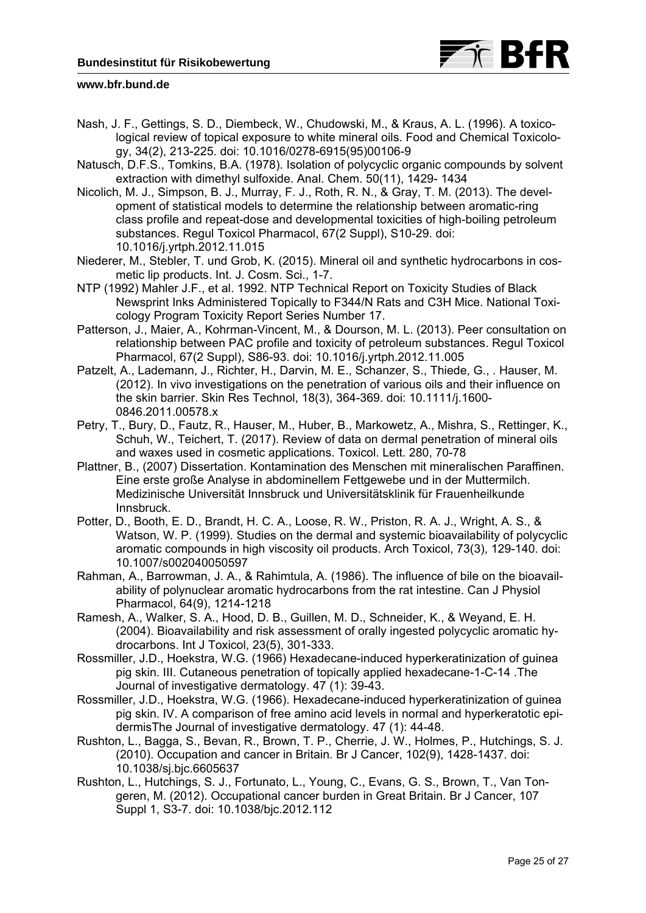Nash, J. F., Gettings, S. D., Diembeck, W., Chudowski, M., & Kraus, A. L. (1996). A toxicological review of topical exposure to white mineral oils. Food and Chemical Toxicology, 34(2), 213-225. doi: 10.1016/0278-6915(95)00106-9

Natusch, D.F.S., Tomkins, B.A. (1978). Isolation of polycyclic organic compounds by solvent extraction with dimethyl sulfoxide. Anal. Chem. 50(11), 1429- 1434

Nicolich, M. J., Simpson, B. J., Murray, F. J., Roth, R. N., & Gray, T. M. (2013). The development of statistical models to determine the relationship between aromatic-ring class profile and repeat-dose and developmental toxicities of high-boiling petroleum substances. Regul Toxicol Pharmacol, 67(2 Suppl), S10-29. doi: 10.1016/j.yrtph.2012.11.015

Niederer, M., Stebler, T. und Grob, K. (2015). Mineral oil and synthetic hydrocarbons in cosmetic lip products. Int. J. Cosm. Sci., 1-7.

NTP (1992) Mahler J.F., et al. 1992. NTP Technical Report on Toxicity Studies of Black Newsprint Inks Administered Topically to F344/N Rats and C3H Mice. National Toxicology Program Toxicity Report Series Number 17.

Patterson, J., Maier, A., Kohrman-Vincent, M., & Dourson, M. L. (2013). Peer consultation on relationship between PAC profile and toxicity of petroleum substances. Regul Toxicol Pharmacol, 67(2 Suppl), S86-93. doi: 10.1016/j.yrtph.2012.11.005

Patzelt, A., Lademann, J., Richter, H., Darvin, M. E., Schanzer, S., Thiede, G., . Hauser, M. (2012). In vivo investigations on the penetration of various oils and their influence on the skin barrier. Skin Res Technol, 18(3), 364-369. doi: 10.1111/j.1600-0846.2011.00578.x

Petry, T., Bury, D., Fautz, R., Hauser, M., Huber, B., Markowetz, A., Mishra, S., Rettinger, K., Schuh, W., Teichert, T. (2017). Review of data on dermal penetration of mineral oils and waxes used in cosmetic applications. Toxicol. Lett. 280, 70-78

Plattner, B., (2007) Dissertation. Kontamination des Menschen mit mineralischen Paraffinen. Eine erste große Analyse in abdominellem Fettgewebe und in der Muttermilch. Medizinische Universität Innsbruck und Universitätsklinik für Frauenheilkunde Innsbruck.

Potter, D., Booth, E. D., Brandt, H. C. A., Loose, R. W., Priston, R. A. J., Wright, A. S., & Watson, W. P. (1999). Studies on the dermal and systemic bioavailability of polycyclic aromatic compounds in high viscosity oil products. Arch Toxicol, 73(3), 129-140. doi: 10.1007/s002040050597

Rahman, A., Barrowman, J. A., & Rahimtula, A. (1986). The influence of bile on the bioavailability of polynuclear aromatic hydrocarbons from the rat intestine. Can J Physiol Pharmacol, 64(9), 1214-1218

Ramesh, A., Walker, S. A., Hood, D. B., Guillen, M. D., Schneider, K., & Weyand, E. H. (2004). Bioavailability and risk assessment of orally ingested polycyclic aromatic hydrocarbons. Int J Toxicol, 23(5), 301-333.

Rossmiller, J.D., Hoekstra, W.G. (1966) Hexadecane-induced hyperkeratinization of guinea pig skin. III. Cutaneous penetration of topically applied hexadecane-1-C-14 .The Journal of investigative dermatology. 47 (1): 39-43.

Rossmiller, J.D., Hoekstra, W.G. (1966). Hexadecane-induced hyperkeratinization of guinea pig skin. IV. A comparison of free amino acid levels in normal and hyperkeratotic epidermisThe Journal of investigative dermatology. 47 (1): 44-48.

Rushton, L., Bagga, S., Bevan, R., Brown, T. P., Cherrie, J. W., Holmes, P., Hutchings, S. J. (2010). Occupation and cancer in Britain. Br J Cancer, 102(9), 1428-1437. doi: 10.1038/sj.bjc.6605637

Rushton, L., Hutchings, S. J., Fortunato, L., Young, C., Evans, G. S., Brown, T., Van Tongeren, M. (2012). Occupational cancer burden in Great Britain. Br J Cancer, 107 Suppl 1, S3-7. doi: 10.1038/bjc.2012.112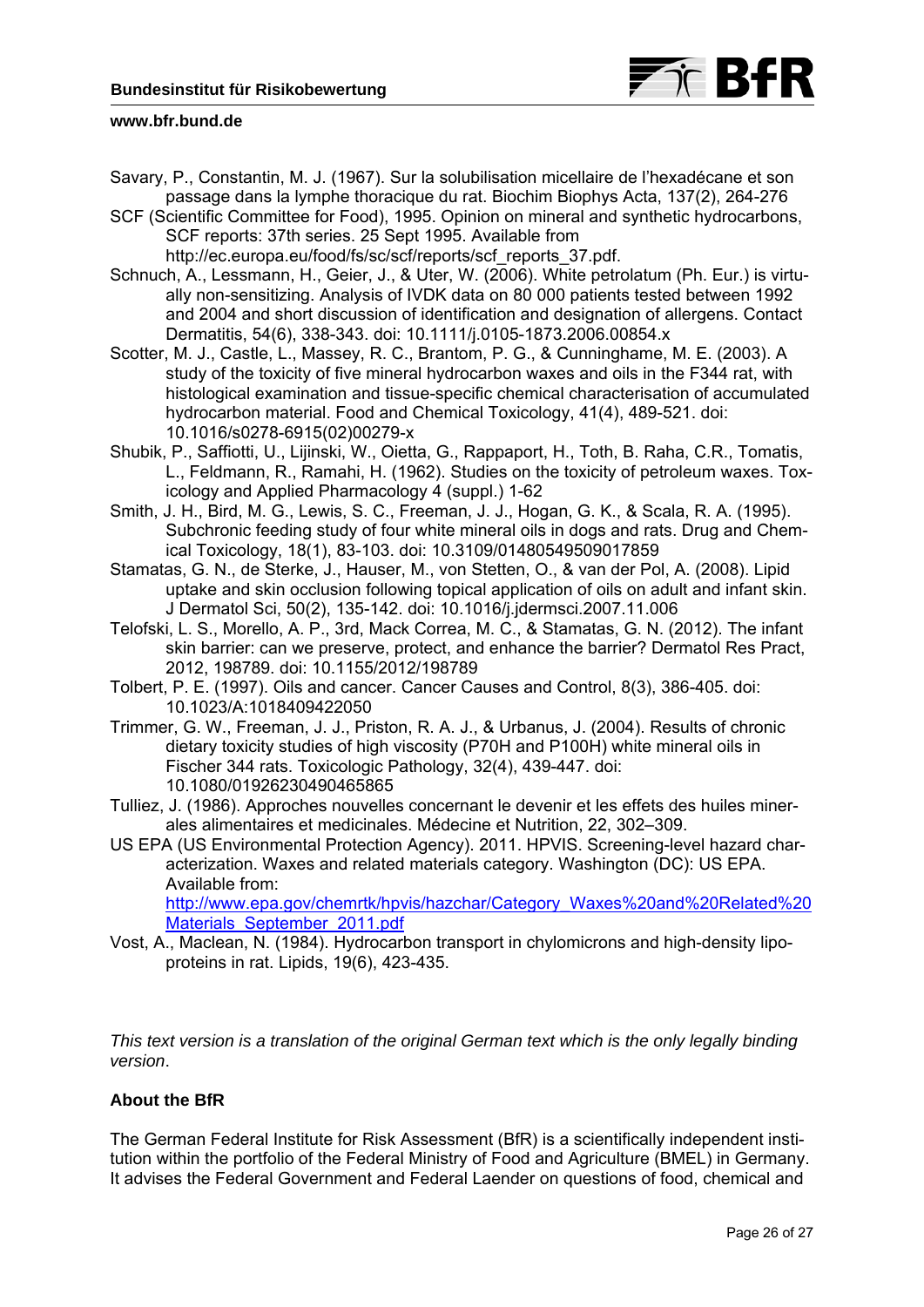Savary, P., Constantin, M. J. (1967). Sur la solubilisation micellaire de l'hexadécane et son passage dans la lymphe thoracique du rat. Biochim Biophys Acta, 137(2), 264-276

SCF (Scientific Committee for Food), 1995. Opinion on mineral and synthetic hydrocarbons, SCF reports: 37th series. 25 Sept 1995. Available from http://ec.europa.eu/food/fs/sc/scf/reports/scf_reports_37.pdf.

Schnuch, A., Lessmann, H., Geier, J., & Uter, W. (2006). White petrolatum (Ph. Eur.) is virtually non-sensitizing. Analysis of IVDK data on 80 000 patients tested between 1992 and 2004 and short discussion of identification and designation of allergens. Contact Dermatitis, 54(6), 338-343. doi: 10.1111/j.0105-1873.2006.00854.x

Scotter, M. J., Castle, L., Massey, R. C., Brantom, P. G., & Cunninghame, M. E. (2003). A study of the toxicity of five mineral hydrocarbon waxes and oils in the F344 rat, with histological examination and tissue-specific chemical characterisation of accumulated hydrocarbon material. Food and Chemical Toxicology, 41(4), 489-521. doi: 10.1016/s0278-6915(02)00279-x

Shubik, P., Saffiotti, U., Lijinski, W., Oietta, G., Rappaport, H., Toth, B. Raha, C.R., Tomatis, L., Feldmann, R., Ramahi, H. (1962). Studies on the toxicity of petroleum waxes. Toxicology and Applied Pharmacology 4 (suppl.) 1-62

Smith, J. H., Bird, M. G., Lewis, S. C., Freeman, J. J., Hogan, G. K., & Scala, R. A. (1995). Subchronic feeding study of four white mineral oils in dogs and rats. Drug and Chemical Toxicology, 18(1), 83-103. doi: 10.3109/01480549509017859

Stamatas, G. N., de Sterke, J., Hauser, M., von Stetten, O., & van der Pol, A. (2008). Lipid uptake and skin occlusion following topical application of oils on adult and infant skin. J Dermatol Sci, 50(2), 135-142. doi: 10.1016/j.jdermsci.2007.11.006

Telofski, L. S., Morello, A. P., 3rd, Mack Correa, M. C., & Stamatas, G. N. (2012). The infant skin barrier: can we preserve, protect, and enhance the barrier? Dermatol Res Pract, 2012, 198789. doi: 10.1155/2012/198789

Tolbert, P. E. (1997). Oils and cancer. Cancer Causes and Control, 8(3), 386-405. doi: 10.1023/A:1018409422050

Trimmer, G. W., Freeman, J. J., Priston, R. A. J., & Urbanus, J. (2004). Results of chronic dietary toxicity studies of high viscosity (P70H and P100H) white mineral oils in Fischer 344 rats. Toxicologic Pathology, 32(4), 439-447. doi: 10.1080/01926230490465865

Tulliez, J. (1986). Approches nouvelles concernant le devenir et les effets des huiles minerales alimentaires et medicinales. Médecine et Nutrition, 22, 302–309.

US EPA (US Environmental Protection Agency). 2011. HPVIS. Screening-level hazard characterization. Waxes and related materials category. Washington (DC): US EPA. Available from: http://www.epa.gov/chemrtk/hpvis/hazchar/Category_Waxes%20and%20Related%20Materials_September_2011.pdf

Vost, A., Maclean, N. (1984). Hydrocarbon transport in chylomicrons and high-density lipoproteins in rat. Lipids, 19(6), 423-435.

*This text version is a translation of the original German text which is the only legally binding version*.

## About the BfR

The German Federal Institute for Risk Assessment (BfR) is a scientifically independent institution within the portfolio of the Federal Ministry of Food and Agriculture (BMEL) in Germany. It advises the Federal Government and Federal Laender on questions of food, chemical and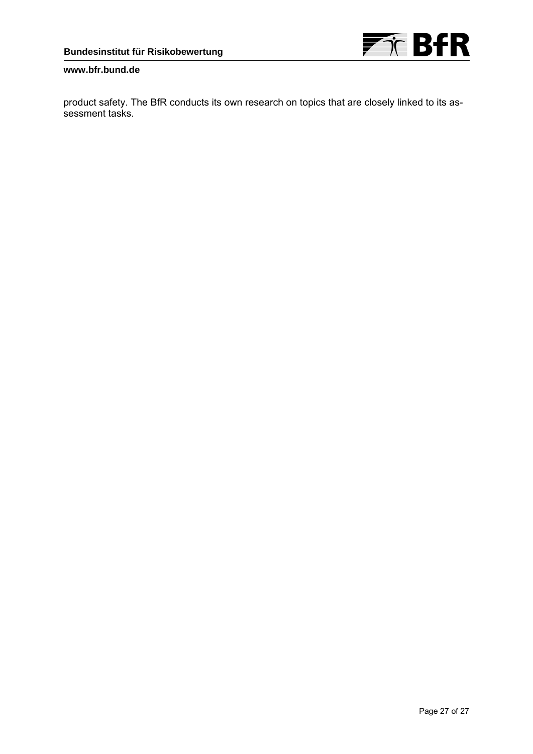product safety. The BfR conducts its own research on topics that are closely linked to its assessment tasks.